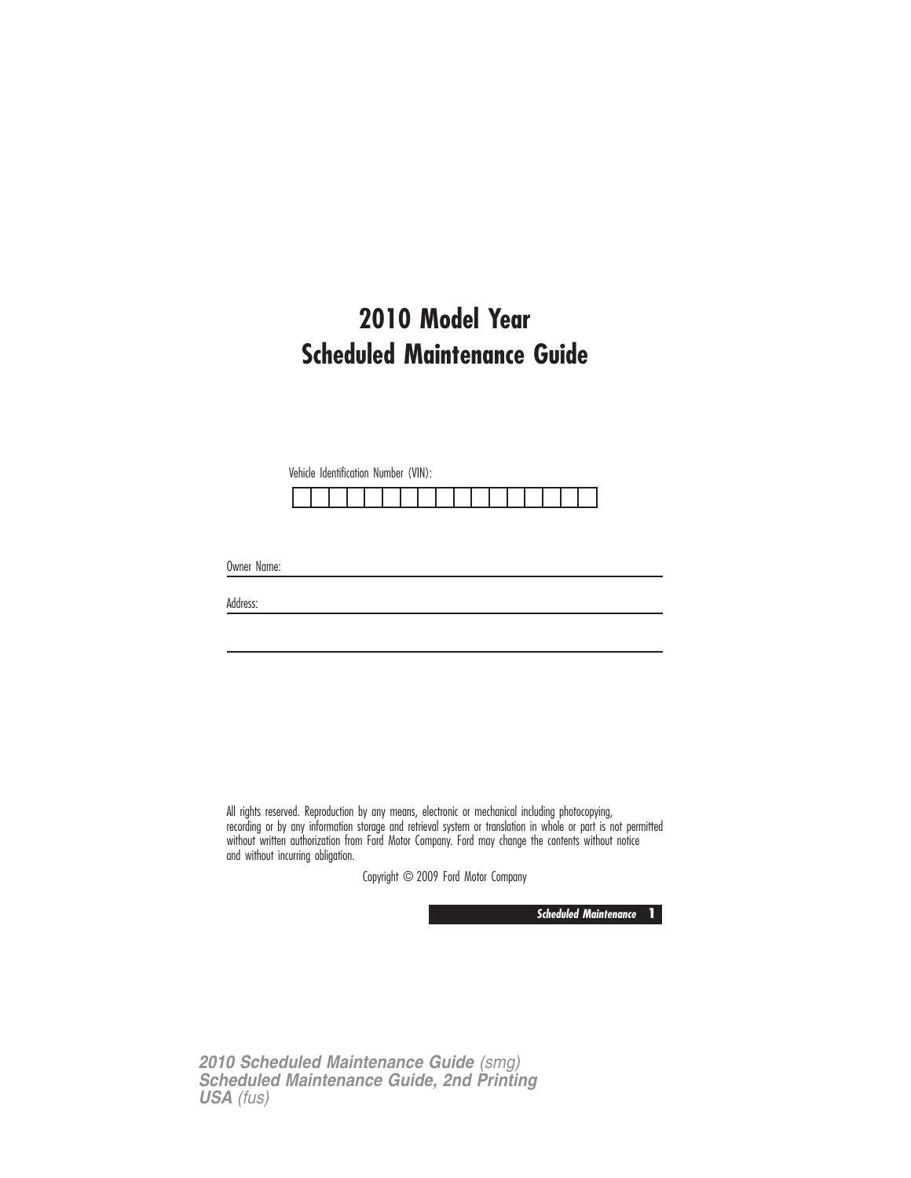# 2010 Model Year
# Scheduled Maintenance Guide

Vehicle Identification Number (VIN):

| | | | | | | | | | | | | | | | | |
|---|---|---|---|---|---|---|---|---|---|---|---|---|---|---|---|---|

Owner Name: ______________________________

Address: ______________________________

______________________________

All rights reserved. Reproduction by any means, electronic or mechanical including photocopying, recording or by any information storage and retrieval system or translation in whole or part is not permitted without written authorization from Ford Motor Company. Ford may change the contents without notice and without incurring obligation.

Copyright © 2009 Ford Motor Company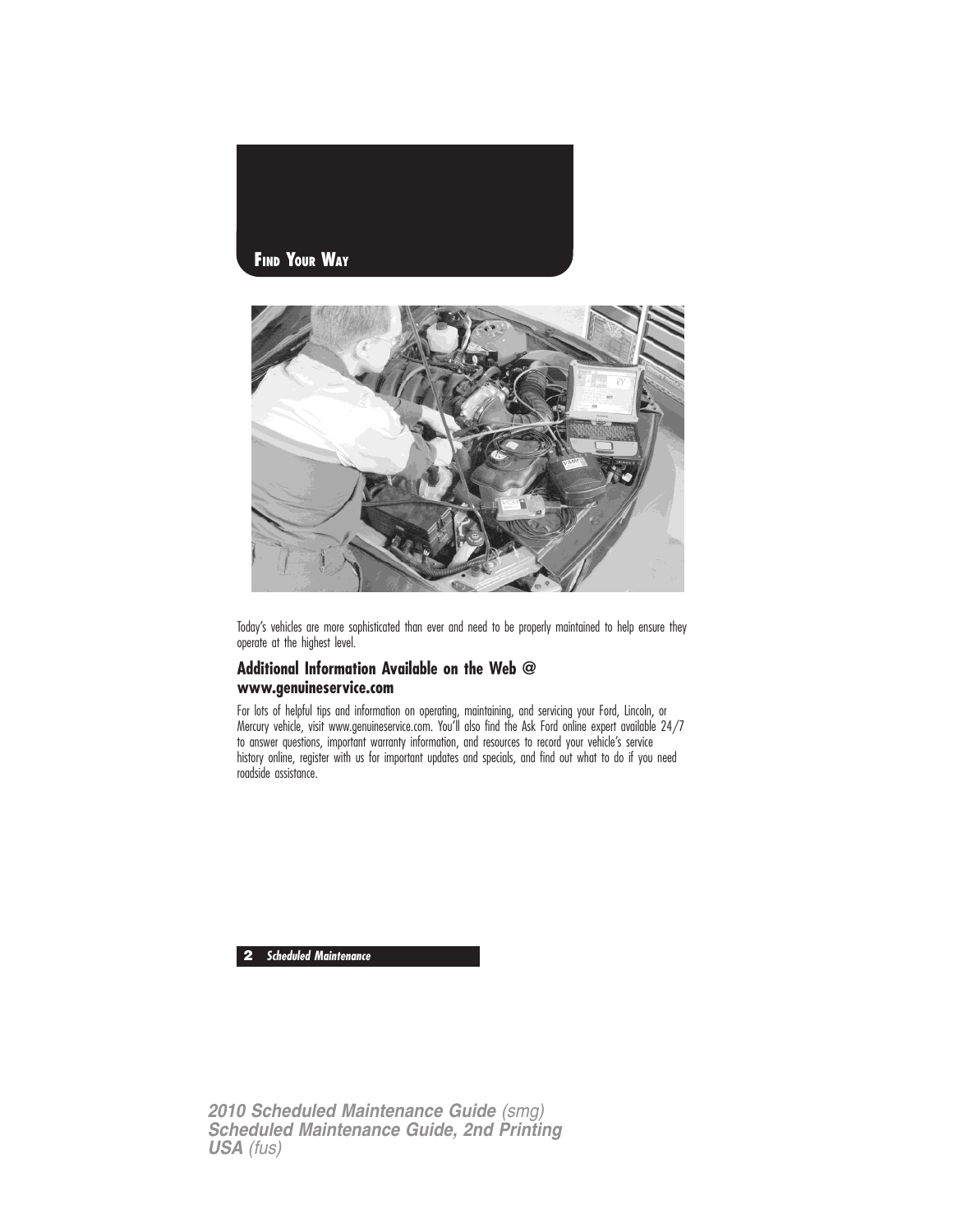# Find Your Way

Today's vehicles are more sophisticated than ever and need to be properly maintained to help ensure they operate at the highest level.

## Additional Information Available on the Web @ www.genuineservice.com

For lots of helpful tips and information on operating, maintaining, and servicing your Ford, Lincoln, or Mercury vehicle, visit www.genuineservice.com. You'll also find the Ask Ford online expert available 24/7 to answer questions, important warranty information, and resources to record your vehicle's service history online, register with us for important updates and specials, and find out what to do if you need roadside assistance.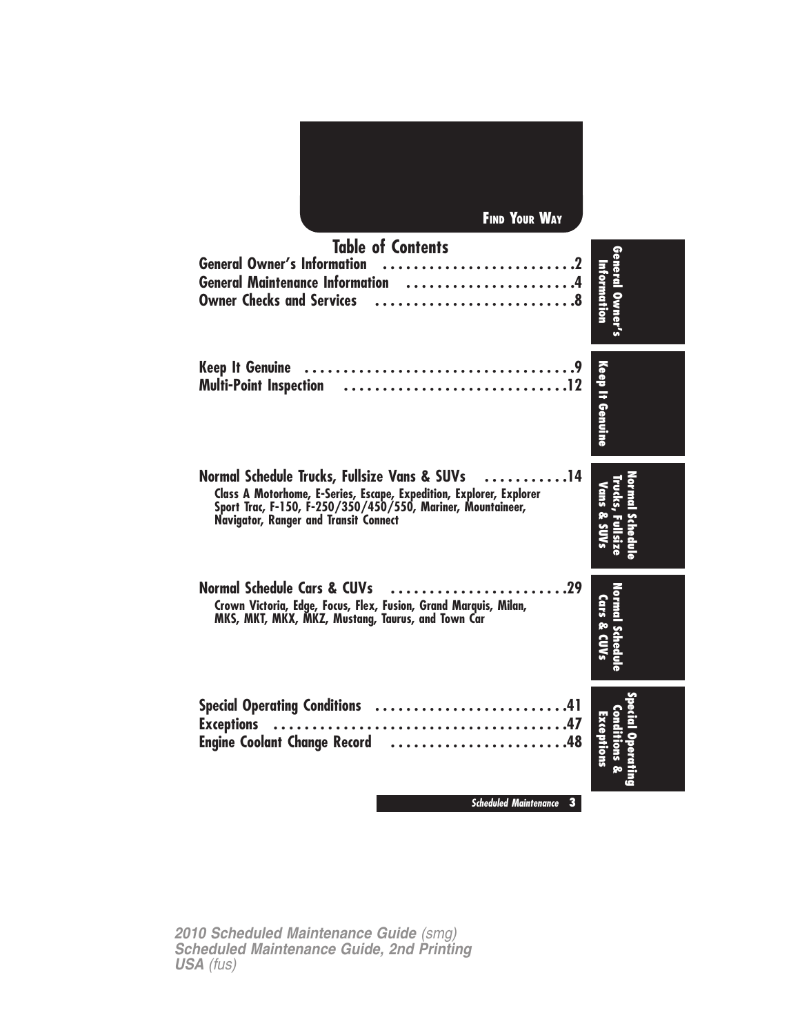FIND YOUR WAY

# Table of Contents

General Owner's Information .........................2
General Maintenance Information .....................4
Owner Checks and Services ...........................8

Keep It Genuine ....................................9
Multi-Point Inspection .............................12

Normal Schedule Trucks, Fullsize Vans & SUVs ...........14
Class A Motorhome, E-Series, Escape, Expedition, Explorer, Explorer Sport Trac, F-150, F-250/350/450/550, Mariner, Mountaineer, Navigator, Ranger and Transit Connect

Normal Schedule Cars & CUVs .......................29
Crown Victoria, Edge, Focus, Flex, Fusion, Grand Marquis, Milan, MKS, MKT, MKX, MKZ, Mustang, Taurus, and Town Car

Special Operating Conditions .........................41
Exceptions .......................................47
Engine Coolant Change Record .......................48

General Owner's Information

Keep It Genuine

Normal Schedule Trucks, Fullsize Vans & SUVs

Normal Schedule Cars & CUVs

Special Operating Conditions & Exceptions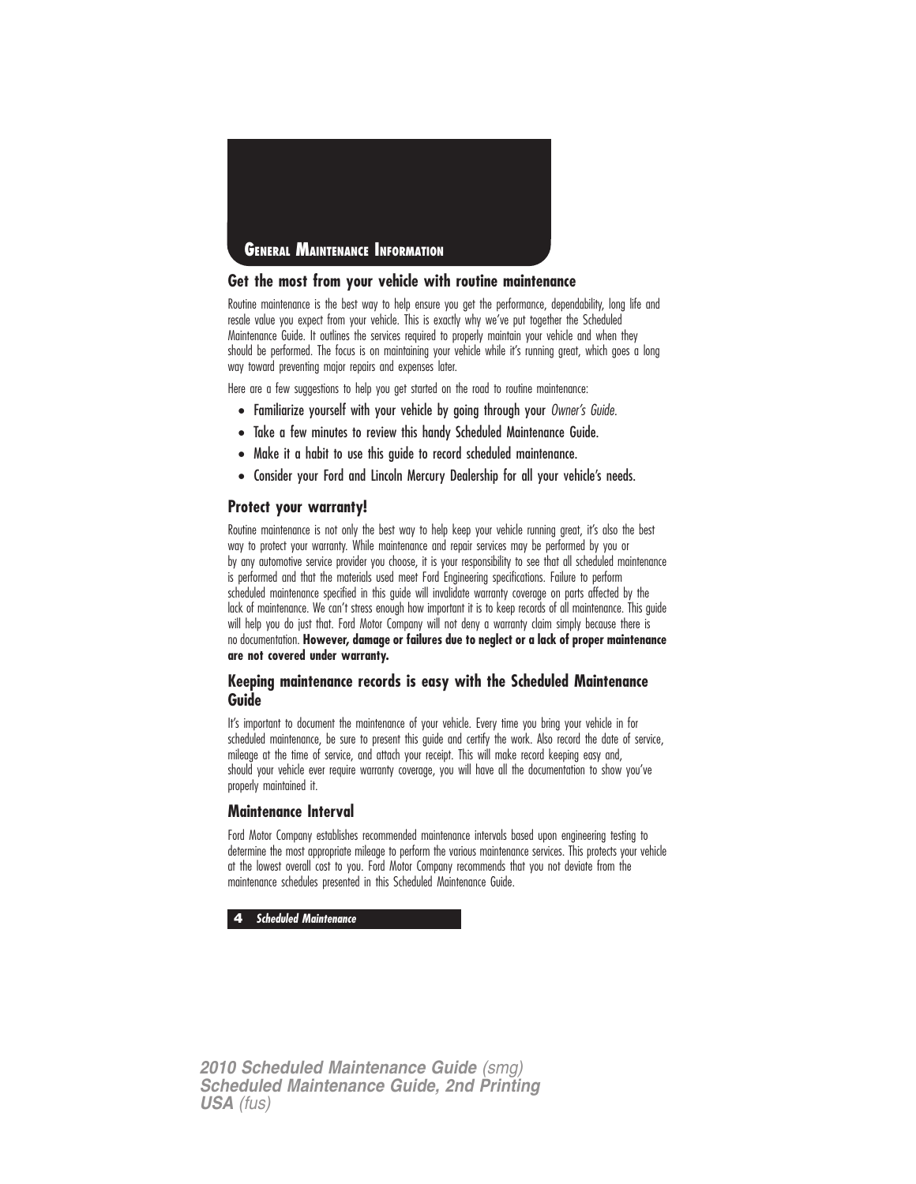# GENERAL MAINTENANCE INFORMATION

## Get the most from your vehicle with routine maintenance

Routine maintenance is the best way to help ensure you get the performance, dependability, long life and resale value you expect from your vehicle. This is exactly why we've put together the Scheduled Maintenance Guide. It outlines the services required to properly maintain your vehicle and when they should be performed. The focus is on maintaining your vehicle while it's running great, which goes a long way toward preventing major repairs and expenses later.

Here are a few suggestions to help you get started on the road to routine maintenance:

- Familiarize yourself with your vehicle by going through your *Owner's Guide*.
- Take a few minutes to review this handy Scheduled Maintenance Guide.
- Make it a habit to use this guide to record scheduled maintenance.
- Consider your Ford and Lincoln Mercury Dealership for all your vehicle's needs.

## Protect your warranty!

Routine maintenance is not only the best way to help keep your vehicle running great, it's also the best way to protect your warranty. While maintenance and repair services may be performed by you or by any automotive service provider you choose, it is your responsibility to see that all scheduled maintenance is performed and that the materials used meet Ford Engineering specifications. Failure to perform scheduled maintenance specified in this guide will invalidate warranty coverage on parts affected by the lack of maintenance. We can't stress enough how important it is to keep records of all maintenance. This guide will help you do just that. Ford Motor Company will not deny a warranty claim simply because there is no documentation. **However, damage or failures due to neglect or a lack of proper maintenance are not covered under warranty.**

## Keeping maintenance records is easy with the Scheduled Maintenance Guide

It's important to document the maintenance of your vehicle. Every time you bring your vehicle in for scheduled maintenance, be sure to present this guide and certify the work. Also record the date of service, mileage at the time of service, and attach your receipt. This will make record keeping easy and, should your vehicle ever require warranty coverage, you will have all the documentation to show you've properly maintained it.

## Maintenance Interval

Ford Motor Company establishes recommended maintenance intervals based upon engineering testing to determine the most appropriate mileage to perform the various maintenance services. This protects your vehicle at the lowest overall cost to you. Ford Motor Company recommends that you not deviate from the maintenance schedules presented in this Scheduled Maintenance Guide.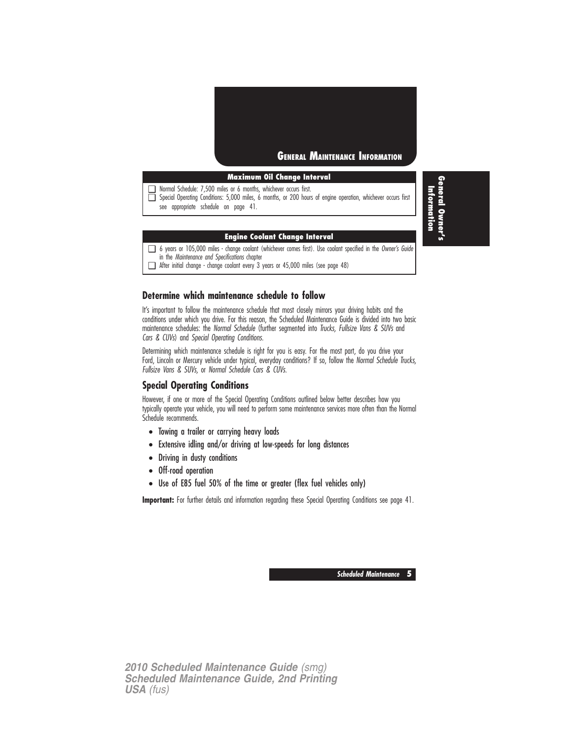# GENERAL MAINTENANCE INFORMATION

| Maximum Oil Change Interval |
|---|
| ☐ Normal Schedule: 7,500 miles or 6 months, whichever occurs first. |
| ☐ Special Operating Conditions: 5,000 miles, 6 months, or 200 hours of engine operation, whichever occurs first see appropriate schedule on page 41. |

| Engine Coolant Change Interval |
|---|
| ☐ 6 years or 105,000 miles - change coolant (whichever comes first). Use coolant specified in the *Owner's Guide* in the *Maintenance and Specifications* chapter |
| ☐ After initial change - change coolant every 3 years or 45,000 miles (see page 48) |

## Determine which maintenance schedule to follow

It's important to follow the maintenance schedule that most closely mirrors your driving habits and the conditions under which you drive. For this reason, the Scheduled Maintenance Guide is divided into two basic maintenance schedules: the *Normal Schedule* (further segmented into *Trucks, Fullsize Vans & SUVs* and *Cars & CUVs*) and *Special Operating Conditions.*

Determining which maintenance schedule is right for you is easy. For the most part, do you drive your Ford, Lincoln or Mercury vehicle under typical, everyday conditions? If so, follow the *Normal Schedule Trucks, Fullsize Vans & SUVs,* or *Normal Schedule Cars & CUVs.*

## Special Operating Conditions

However, if one or more of the Special Operating Conditions outlined below better describes how you typically operate your vehicle, you will need to perform some maintenance services more often than the Normal Schedule recommends.

- Towing a trailer or carrying heavy loads
- Extensive idling and/or driving at low-speeds for long distances
- Driving in dusty conditions
- Off-road operation
- Use of E85 fuel 50% of the time or greater (flex fuel vehicles only)

**Important:** For further details and information regarding these Special Operating Conditions see page 41.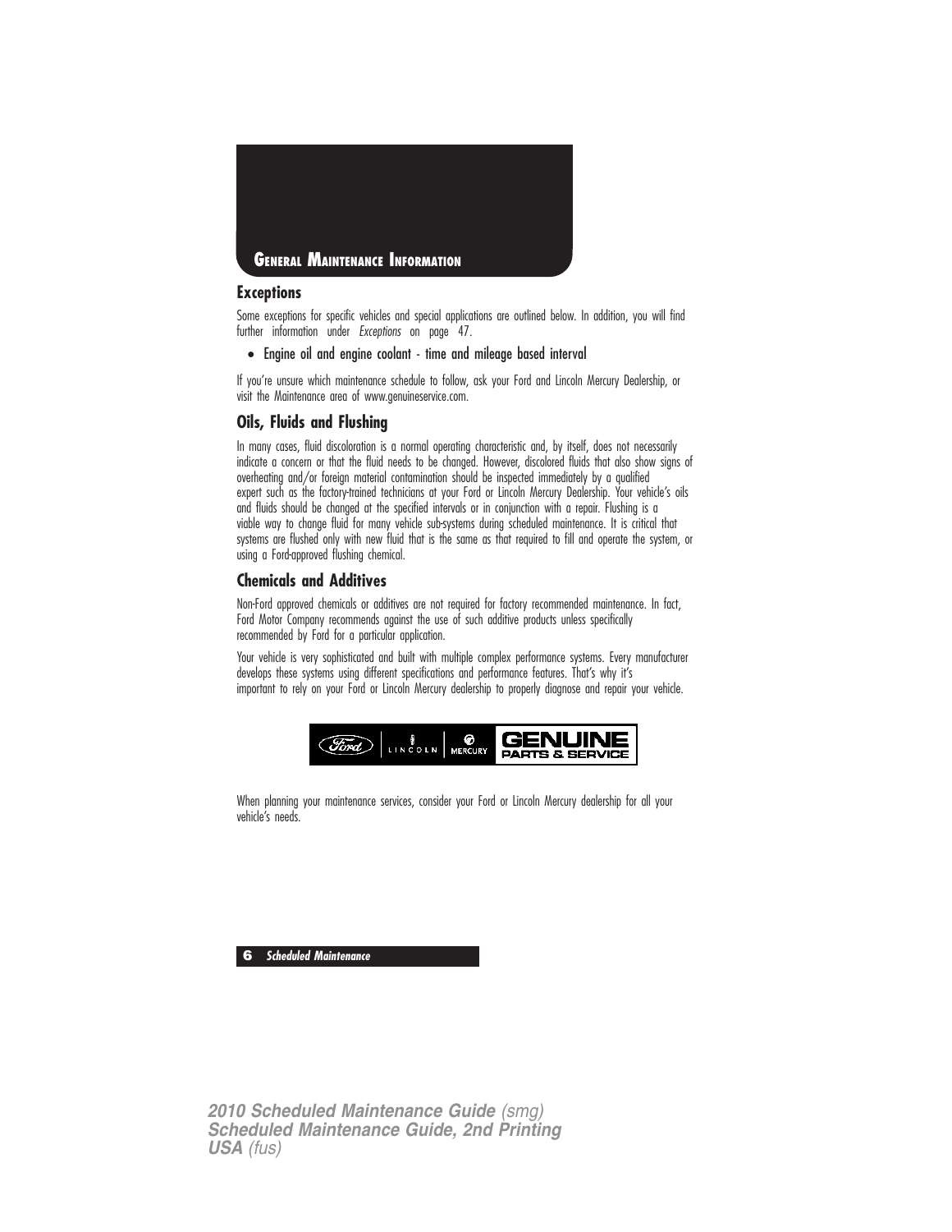# General Maintenance Information

## Exceptions

Some exceptions for specific vehicles and special applications are outlined below. In addition, you will find further information under *Exceptions* on page 47.

- **Engine oil and engine coolant - time and mileage based interval**

If you're unsure which maintenance schedule to follow, ask your Ford and Lincoln Mercury Dealership, or visit the Maintenance area of www.genuineservice.com.

## Oils, Fluids and Flushing

In many cases, fluid discoloration is a normal operating characteristic and, by itself, does not necessarily indicate a concern or that the fluid needs to be changed. However, discolored fluids that also show signs of overheating and/or foreign material contamination should be inspected immediately by a qualified expert such as the factory-trained technicians at your Ford or Lincoln Mercury Dealership. Your vehicle's oils and fluids should be changed at the specified intervals or in conjunction with a repair. Flushing is a viable way to change fluid for many vehicle sub-systems during scheduled maintenance. It is critical that systems are flushed only with new fluid that is the same as that required to fill and operate the system, or using a Ford-approved flushing chemical.

## Chemicals and Additives

Non-Ford approved chemicals or additives are not required for factory recommended maintenance. In fact, Ford Motor Company recommends against the use of such additive products unless specifically recommended by Ford for a particular application.

Your vehicle is very sophisticated and built with multiple complex performance systems. Every manufacturer develops these systems using different specifications and performance features. That's why it's important to rely on your Ford or Lincoln Mercury dealership to properly diagnose and repair your vehicle.

Ford | LINCOLN | MERCURY GENUINE PARTS & SERVICE

When planning your maintenance services, consider your Ford or Lincoln Mercury dealership for all your vehicle's needs.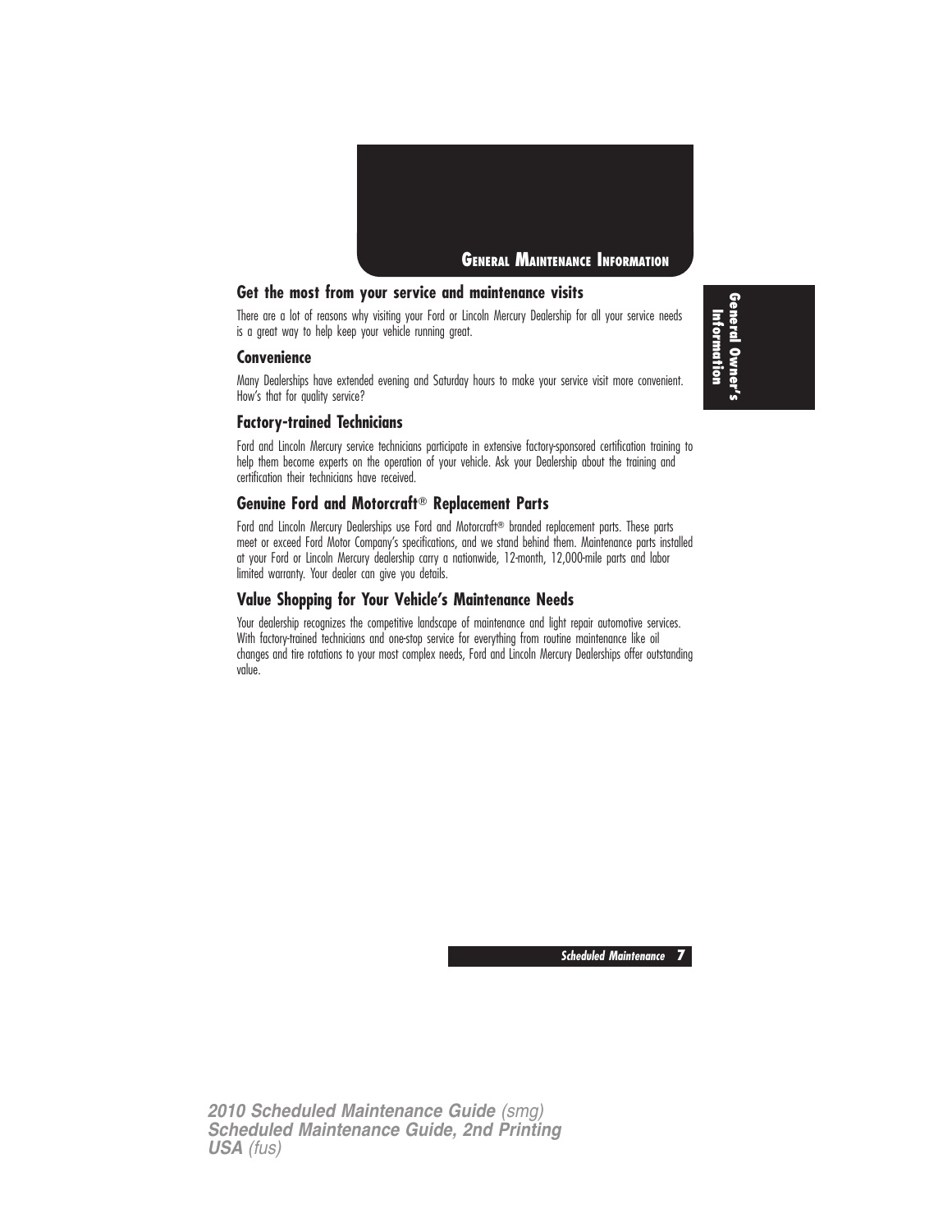# General Maintenance Information

## Get the most from your service and maintenance visits

There are a lot of reasons why visiting your Ford or Lincoln Mercury Dealership for all your service needs is a great way to help keep your vehicle running great.

### Convenience

Many Dealerships have extended evening and Saturday hours to make your service visit more convenient. How's that for quality service?

### Factory-trained Technicians

Ford and Lincoln Mercury service technicians participate in extensive factory-sponsored certification training to help them become experts on the operation of your vehicle. Ask your Dealership about the training and certification their technicians have received.

### Genuine Ford and Motorcraft® Replacement Parts

Ford and Lincoln Mercury Dealerships use Ford and Motorcraft® branded replacement parts. These parts meet or exceed Ford Motor Company's specifications, and we stand behind them. Maintenance parts installed at your Ford or Lincoln Mercury dealership carry a nationwide, 12-month, 12,000-mile parts and labor limited warranty. Your dealer can give you details.

### Value Shopping for Your Vehicle's Maintenance Needs

Your dealership recognizes the competitive landscape of maintenance and light repair automotive services. With factory-trained technicians and one-stop service for everything from routine maintenance like oil changes and tire rotations to your most complex needs, Ford and Lincoln Mercury Dealerships offer outstanding value.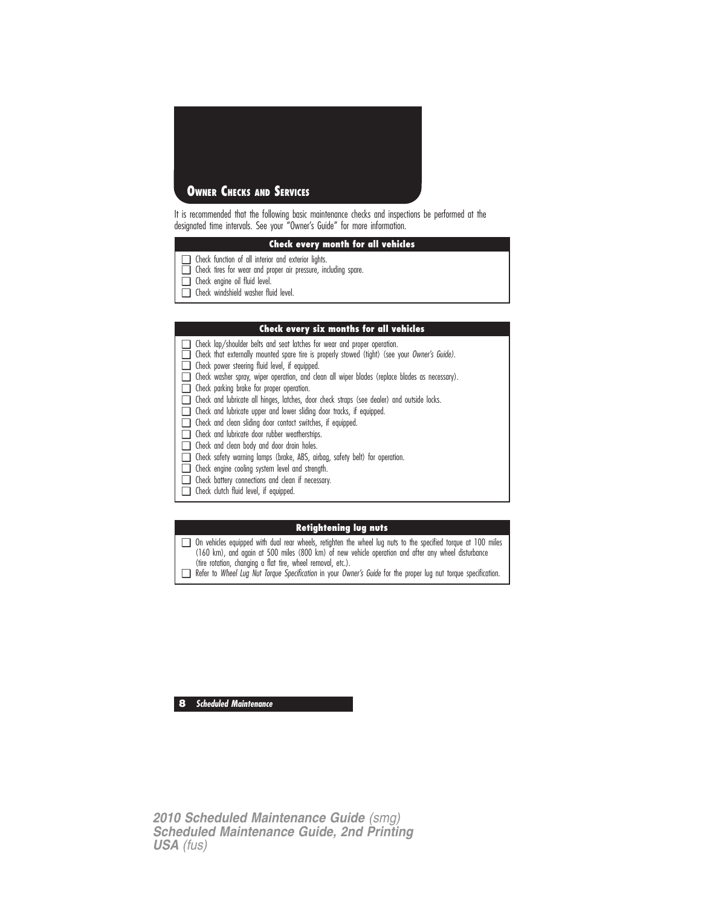# Owner Checks and Services

It is recommended that the following basic maintenance checks and inspections be performed at the designated time intervals. See your "Owner's Guide" for more information.

## Check every month for all vehicles

- ☐ Check function of all interior and exterior lights.
- ☐ Check tires for wear and proper air pressure, including spare.
- ☐ Check engine oil fluid level.
- ☐ Check windshield washer fluid level.

## Check every six months for all vehicles

- ☐ Check lap/shoulder belts and seat latches for wear and proper operation.
- ☐ Check that externally mounted spare tire is properly stowed (tight) (see your *Owner's Guide*).
- ☐ Check power steering fluid level, if equipped.
- ☐ Check washer spray, wiper operation, and clean all wiper blades (replace blades as necessary).
- ☐ Check parking brake for proper operation.
- ☐ Check and lubricate all hinges, latches, door check straps (see dealer) and outside locks.
- ☐ Check and lubricate upper and lower sliding door tracks, if equipped.
- ☐ Check and clean sliding door contact switches, if equipped.
- ☐ Check and lubricate door rubber weatherstrips.
- ☐ Check and clean body and door drain holes.
- ☐ Check safety warning lamps (brake, ABS, airbag, safety belt) for operation.
- ☐ Check engine cooling system level and strength.
- ☐ Check battery connections and clean if necessary.
- ☐ Check clutch fluid level, if equipped.

## Retightening lug nuts

- ☐ On vehicles equipped with dual rear wheels, retighten the wheel lug nuts to the specified torque at 100 miles (160 km), and again at 500 miles (800 km) of new vehicle operation and after any wheel disturbance (tire rotation, changing a flat tire, wheel removal, etc.).
- ☐ Refer to *Wheel Lug Nut Torque Specification* in your *Owner's Guide* for the proper lug nut torque specification.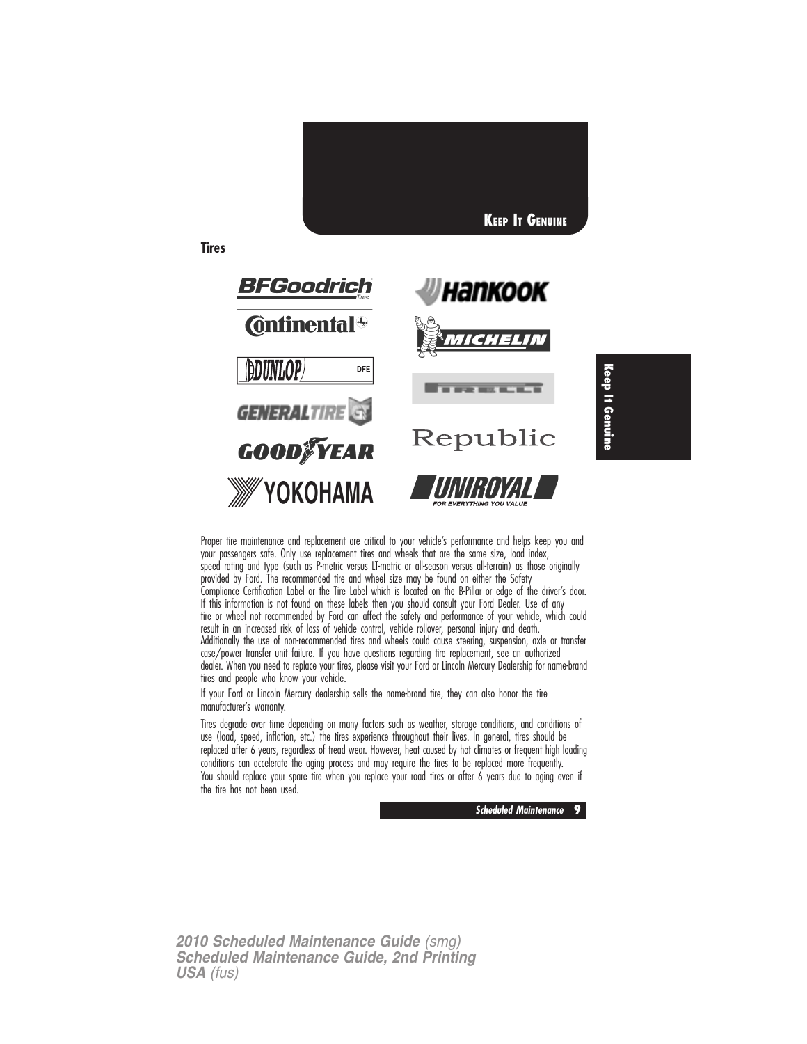## Tires

Proper tire maintenance and replacement are critical to your vehicle's performance and helps keep you and your passengers safe. Only use replacement tires and wheels that are the same size, load index, speed rating and type (such as P-metric versus LT-metric or all-season versus all-terrain) as those originally provided by Ford. The recommended tire and wheel size may be found on either the Safety Compliance Certification Label or the Tire Label which is located on the B-Pillar or edge of the driver's door. If this information is not found on these labels then you should consult your Ford Dealer. Use of any tire or wheel not recommended by Ford can affect the safety and performance of your vehicle, which could result in an increased risk of loss of vehicle control, vehicle rollover, personal injury and death. Additionally the use of non-recommended tires and wheels could cause steering, suspension, axle or transfer case/power transfer unit failure. If you have questions regarding tire replacement, see an authorized dealer. When you need to replace your tires, please visit your Ford or Lincoln Mercury Dealership for name-brand tires and people who know your vehicle.

If your Ford or Lincoln Mercury dealership sells the name-brand tire, they can also honor the tire manufacturer's warranty.

Tires degrade over time depending on many factors such as weather, storage conditions, and conditions of use (load, speed, inflation, etc.) the tires experience throughout their lives. In general, tires should be replaced after 6 years, regardless of tread wear. However, heat caused by hot climates or frequent high loading conditions can accelerate the aging process and may require the tires to be replaced more frequently. You should replace your spare tire when you replace your road tires or after 6 years due to aging even if the tire has not been used.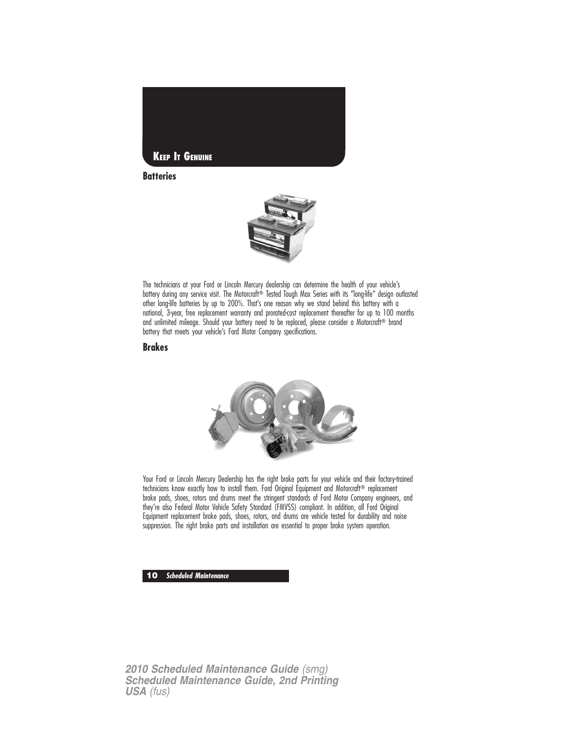## Keep It Genuine

### Batteries

The technicians at your Ford or Lincoln Mercury dealership can determine the health of your vehicle's battery during any service visit. The Motorcraft® Tested Tough Max Series with its "long-life" design outlasted other long-life batteries by up to 200%. That's one reason why we stand behind this battery with a national, 3-year, free replacement warranty and prorated-cost replacement thereafter for up to 100 months and unlimited mileage. Should your battery need to be replaced, please consider a Motorcraft® brand battery that meets your vehicle's Ford Motor Company specifications.

### Brakes

Your Ford or Lincoln Mercury Dealership has the right brake parts for your vehicle and their factory-trained technicians know exactly how to install them. Ford Original Equipment and Motorcraft® replacement brake pads, shoes, rotors and drums meet the stringent standards of Ford Motor Company engineers, and they're also Federal Motor Vehicle Safety Standard (FMVSS) compliant. In addition, all Ford Original Equipment replacement brake pads, shoes, rotors, and drums are vehicle tested for durability and noise suppression. The right brake parts and installation are essential to proper brake system operation.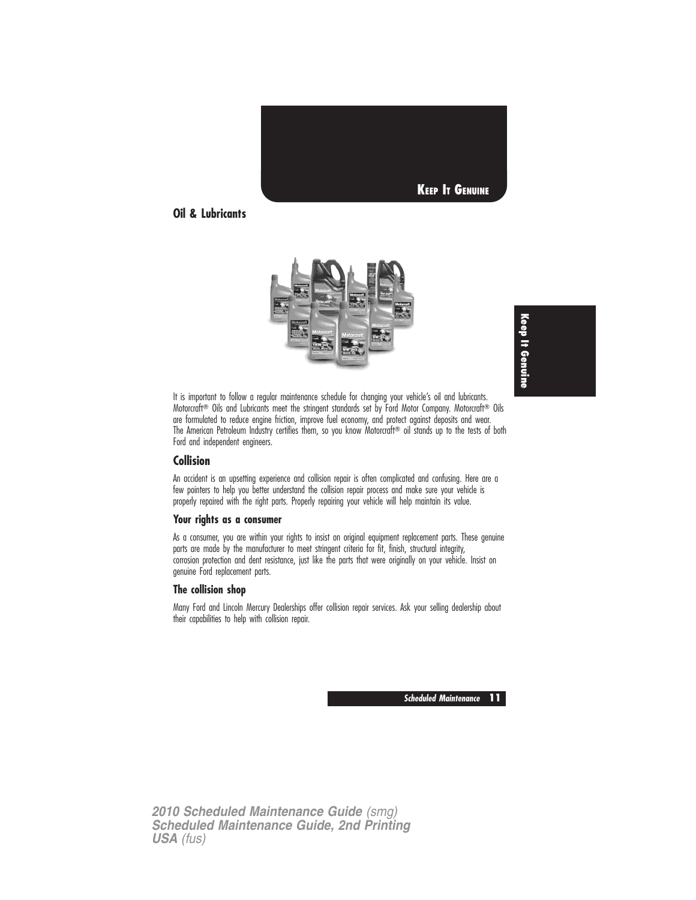## Oil & Lubricants

It is important to follow a regular maintenance schedule for changing your vehicle's oil and lubricants. Motorcraft® Oils and Lubricants meet the stringent standards set by Ford Motor Company. Motorcraft® Oils are formulated to reduce engine friction, improve fuel economy, and protect against deposits and wear. The American Petroleum Industry certifies them, so you know Motorcraft® oil stands up to the tests of both Ford and independent engineers.

## Collision

An accident is an upsetting experience and collision repair is often complicated and confusing. Here are a few pointers to help you better understand the collision repair process and make sure your vehicle is properly repaired with the right parts. Properly repairing your vehicle will help maintain its value.

### Your rights as a consumer

As a consumer, you are within your rights to insist on original equipment replacement parts. These genuine parts are made by the manufacturer to meet stringent criteria for fit, finish, structural integrity, corrosion protection and dent resistance, just like the parts that were originally on your vehicle. Insist on genuine Ford replacement parts.

### The collision shop

Many Ford and Lincoln Mercury Dealerships offer collision repair services. Ask your selling dealership about their capabilities to help with collision repair.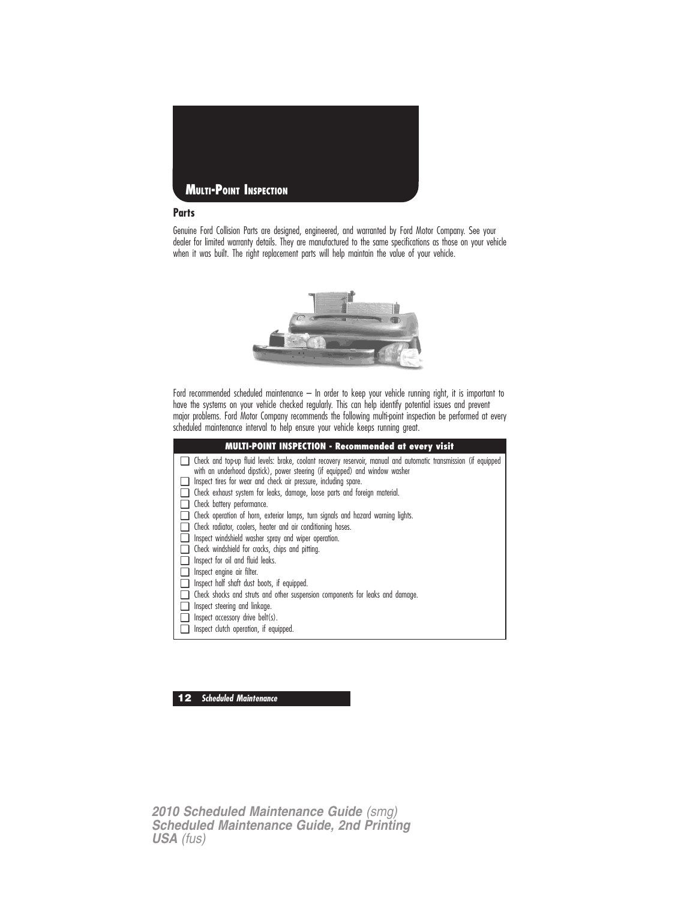# Multi-Point Inspection

## Parts

Genuine Ford Collision Parts are designed, engineered, and warranted by Ford Motor Company. See your dealer for limited warranty details. They are manufactured to the same specifications as those on your vehicle when it was built. The right replacement parts will help maintain the value of your vehicle.

Ford recommended scheduled maintenance – In order to keep your vehicle running right, it is important to have the systems on your vehicle checked regularly. This can help identify potential issues and prevent major problems. Ford Motor Company recommends the following multi-point inspection be performed at every scheduled maintenance interval to help ensure your vehicle keeps running great.

| MULTI-POINT INSPECTION - Recommended at every visit |
|---|
| ☐ Check and top-up fluid levels: brake, coolant recovery reservoir, manual and automatic transmission (if equipped with an underhood dipstick), power steering (if equipped) and window washer |
| ☐ Inspect tires for wear and check air pressure, including spare. |
| ☐ Check exhaust system for leaks, damage, loose parts and foreign material. |
| ☐ Check battery performance. |
| ☐ Check operation of horn, exterior lamps, turn signals and hazard warning lights. |
| ☐ Check radiator, coolers, heater and air conditioning hoses. |
| ☐ Inspect windshield washer spray and wiper operation. |
| ☐ Check windshield for cracks, chips and pitting. |
| ☐ Inspect for oil and fluid leaks. |
| ☐ Inspect engine air filter. |
| ☐ Inspect half shaft dust boots, if equipped. |
| ☐ Check shocks and struts and other suspension components for leaks and damage. |
| ☐ Inspect steering and linkage. |
| ☐ Inspect accessory drive belt(s). |
| ☐ Inspect clutch operation, if equipped. |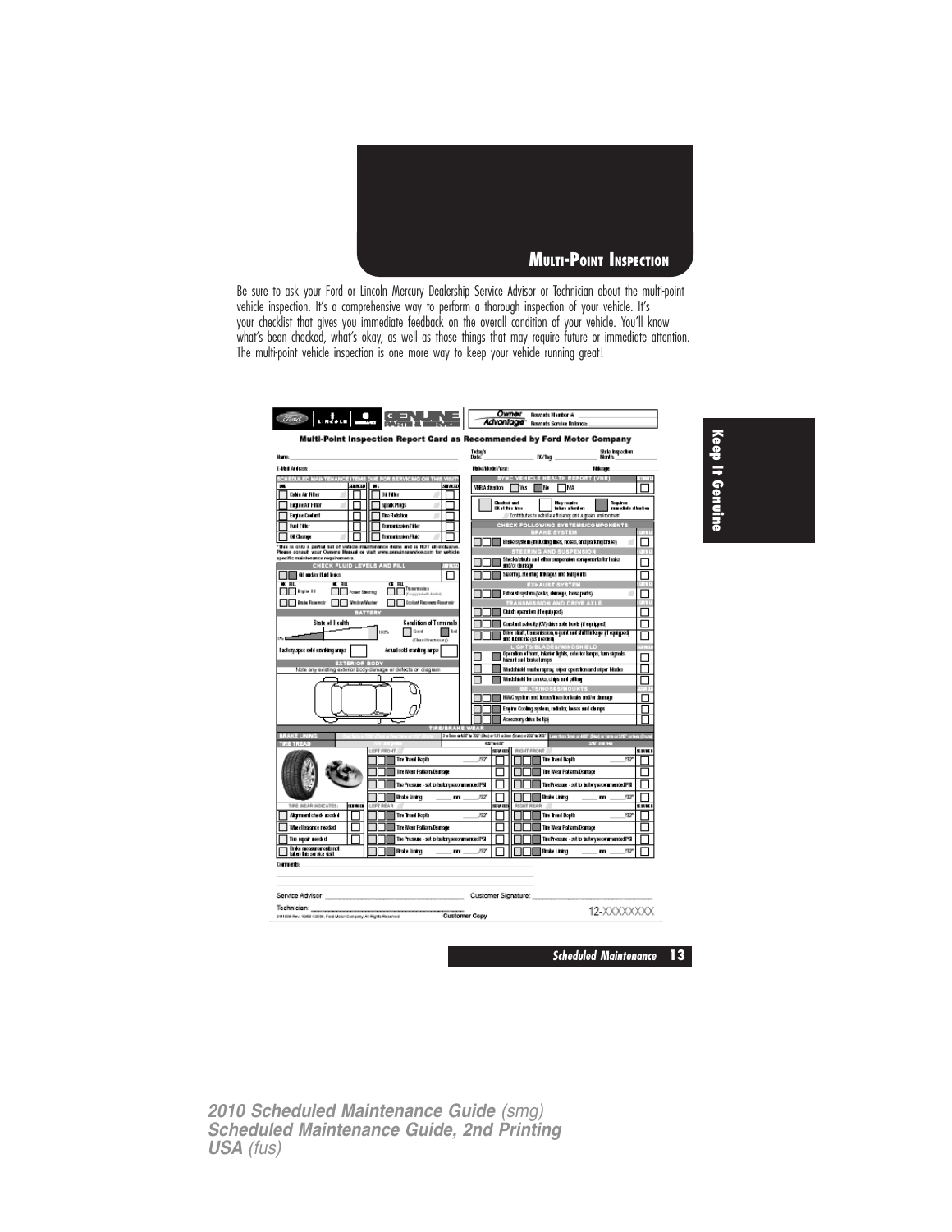## Multi-Point Inspection

Be sure to ask your Ford or Lincoln Mercury Dealership Service Advisor or Technician about the multi-point vehicle inspection. It's a comprehensive way to perform a thorough inspection of your vehicle. It's your checklist that gives you immediate feedback on the overall condition of your vehicle. You'll know what's been checked, what's okay, as well as those things that may require future or immediate attention. The multi-point vehicle inspection is one more way to keep your vehicle running great!

### Multi-Point Inspection Report Card as Recommended by Ford Motor Company

Name: ____ Today's Date: ____ RO/Tag: ____ State Inspection Month: ____

E-Mail Address: ____ Make/Model/Year: ____ Mileage: ____

**SCHEDULED MAINTENANCE ITEMS DUE FOR SERVICING ON THIS VISIT\***

| Item | Serviced | Item | Serviced |
|---|---|---|---|
| Cabin Air Filter | | Oil Filter | |
| Engine Air Filter | | Spark Plugs | |
| Engine Coolant | | Tire Rotation | |
| Fuel Filter | | Transmission Filter | |
| Oil Change | | Transmission Fluid | |

\*This is only a partial list of vehicle maintenance items and is NOT all-inclusive. Please consult your Owner's Manual or visit www.genuineservice.com for vehicle specific maintenance requirements.

**CHECK FLUID LEVELS AND FILL**

- Oil and/or fluid leaks
- Engine Oil
- Power Steering
- Transmission (if equipped with dipstick)
- Brake Reservoir
- Window Washer
- Coolant Recovery Reservoir

**BATTERY**

State of Health — Condition of Terminals: Good / Bad (Clean if necessary)

Factory spec cold cranking amps ____ Actual cold cranking amps ____

**EXTERIOR BODY**

Note any existing exterior body damage or defects on diagram

**SYNC VEHICLE HEALTH REPORT (VHR)**

VHR Activation: Yes / No / N/A

Checked and OK at this time — May require future attention — Requires immediate attention

Contributes to vehicle efficiency and a green environment

**CHECK FOLLOWING SYSTEMS/COMPONENTS**

**BRAKE SYSTEM**

- Brake system (including lines, hoses, and parking brake)

**STEERING AND SUSPENSION**

- Shocks/struts and other suspension components for leaks and/or damage
- Steering, steering linkages and ball joints

**EXHAUST SYSTEM**

- Exhaust system (leaks, damage, loose parts)

**TRANSMISSION AND DRIVE AXLE**

- Clutch operation (if equipped)
- Constant velocity (CV) drive axle boots (if equipped)
- Drive shaft, transmission, u-joint and shift linkage (if equipped) and lubricate (as needed)

**LIGHTS/BLADES/WINDSHIELD**

- Operation of horn, interior lights, exterior lamps, turn signals, hazard and brake lamps
- Windshield washer spray, wiper operation and wiper blades
- Windshield for cracks, chips and pitting

**BELTS/HOSES/MOUNTS**

- HVAC system and hoses/lines for leaks and/or damage
- Engine Cooling system, radiator, hoses and clamps
- Accessory drive belt(s)

**TIRE/BRAKE WEAR**

**LEFT FRONT** / **RIGHT FRONT** / **LEFT REAR** / **RIGHT REAR**

- Tire Tread Depth ____ /32"
- Tire Wear Pattern/Damage
- Tire Pressure - set to factory recommended PSI
- Brake Lining ____ mm ____ /32"

**TIRE WEAR INDICATES:**

- Alignment check needed
- Wheel balance needed
- Tire repair needed
- Brake measurements not taken this service visit

Comments: ____

Service Advisor: ____ Customer Signature: ____

Technician: ____

Customer Copy

12-XXXXXXXX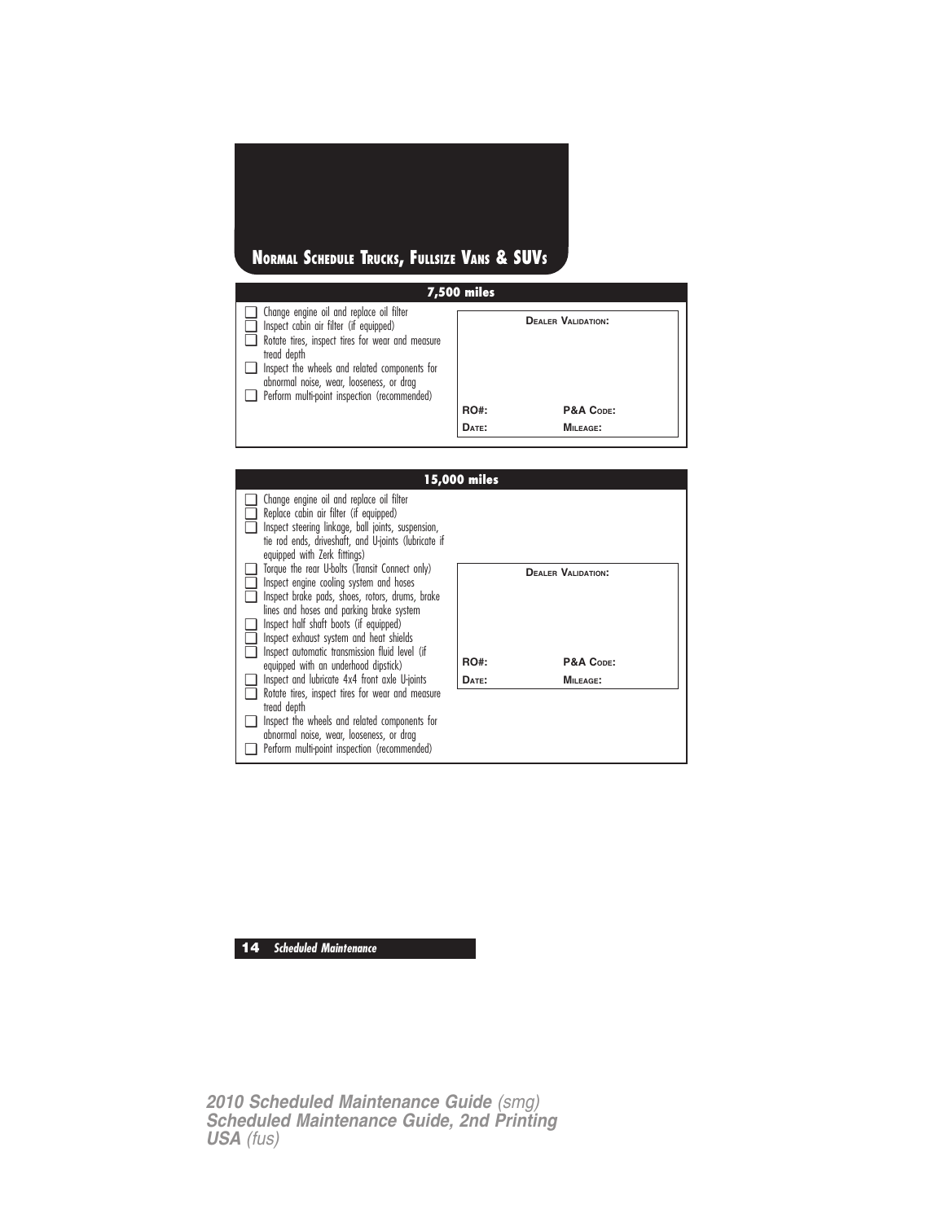## Normal Schedule Trucks, Fullsize Vans & SUVs

### 7,500 miles

- ☐ Change engine oil and replace oil filter
- ☐ Inspect cabin air filter (if equipped)
- ☐ Rotate tires, inspect tires for wear and measure tread depth
- ☐ Inspect the wheels and related components for abnormal noise, wear, looseness, or drag
- ☐ Perform multi-point inspection (recommended)

**Dealer Validation:**

**RO#:** **P&A Code:**

**Date:** **Mileage:**

### 15,000 miles

- ☐ Change engine oil and replace oil filter
- ☐ Replace cabin air filter (if equipped)
- ☐ Inspect steering linkage, ball joints, suspension, tie rod ends, driveshaft, and U-joints (lubricate if equipped with Zerk fittings)
- ☐ Torque the rear U-bolts (Transit Connect only)
- ☐ Inspect engine cooling system and hoses
- ☐ Inspect brake pads, shoes, rotors, drums, brake lines and hoses and parking brake system
- ☐ Inspect half shaft boots (if equipped)
- ☐ Inspect exhaust system and heat shields
- ☐ Inspect automatic transmission fluid level (if equipped with an underhood dipstick)
- ☐ Inspect and lubricate 4x4 front axle U-joints
- ☐ Rotate tires, inspect tires for wear and measure tread depth
- ☐ Inspect the wheels and related components for abnormal noise, wear, looseness, or drag
- ☐ Perform multi-point inspection (recommended)

**Dealer Validation:**

**RO#:** **P&A Code:**

**Date:** **Mileage:**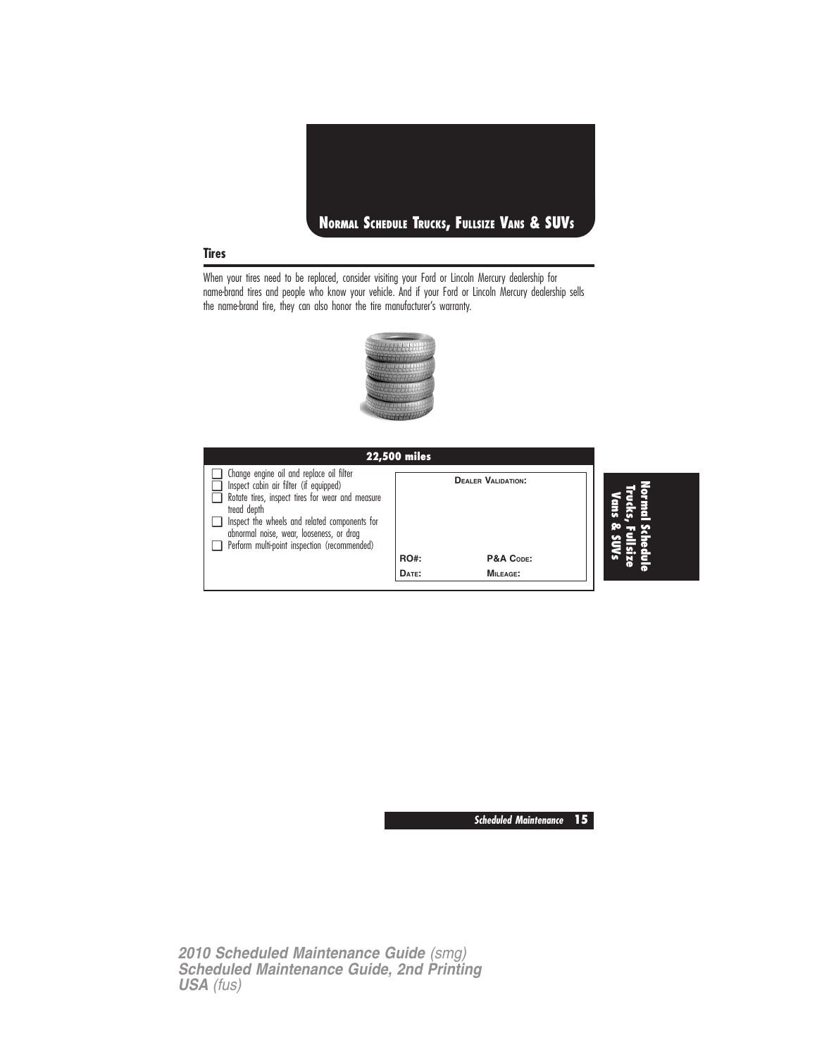## NORMAL SCHEDULE TRUCKS, FULLSIZE VANS & SUVS

### Tires

When your tires need to be replaced, consider visiting your Ford or Lincoln Mercury dealership for name-brand tires and people who know your vehicle. And if your Ford or Lincoln Mercury dealership sells the name-brand tire, they can also honor the tire manufacturer's warranty.

| 22,500 miles | |
|---|---|
| ❑ Change engine oil and replace oil filter<br>❑ Inspect cabin air filter (if equipped)<br>❑ Rotate tires, inspect tires for wear and measure tread depth<br>❑ Inspect the wheels and related components for abnormal noise, wear, looseness, or drag<br>❑ Perform multi-point inspection (recommended) | **DEALER VALIDATION:**<br><br>**RO#:** **P&A CODE:**<br>**DATE:** **MILEAGE:** |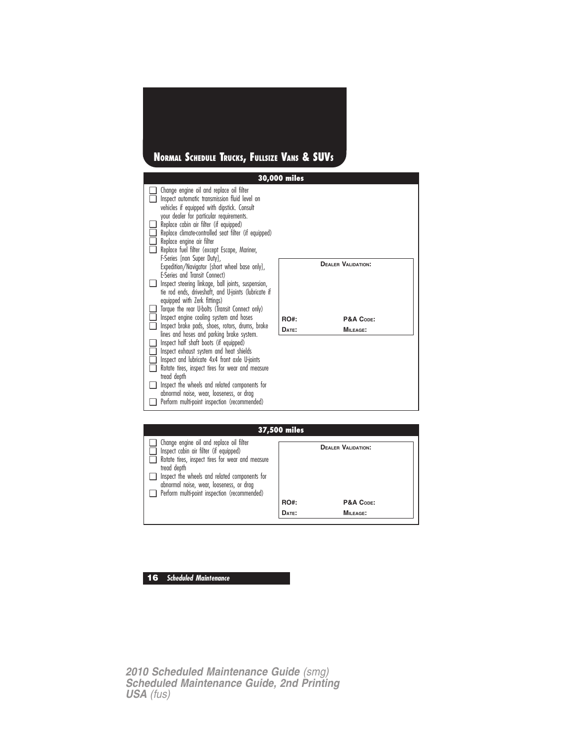# Normal Schedule Trucks, Fullsize Vans & SUVs

## 30,000 miles

- ☐ Change engine oil and replace oil filter
- ☐ Inspect automatic transmission fluid level on vehicles if equipped with dipstick. Consult your dealer for particular requirements.
- ☐ Replace cabin air filter (if equipped)
- ☐ Replace climate-controlled seat filter (if equipped)
- ☐ Replace engine air filter
- ☐ Replace fuel filter (except Escape, Mariner, F-Series [non Super Duty], Expedition/Navigator [short wheel base only], E-Series and Transit Connect)
- ☐ Inspect steering linkage, ball joints, suspension, tie rod ends, driveshaft, and U-joints (lubricate if equipped with Zerk fittings)
- ☐ Torque the rear U-bolts (Transit Connect only)
- ☐ Inspect engine cooling system and hoses
- ☐ Inspect brake pads, shoes, rotors, drums, brake lines and hoses and parking brake system.
- ☐ Inspect half shaft boots (if equipped)
- ☐ Inspect exhaust system and heat shields
- ☐ Inspect and lubricate 4x4 front axle U-joints
- ☐ Rotate tires, inspect tires for wear and measure tread depth
- ☐ Inspect the wheels and related components for abnormal noise, wear, looseness, or drag
- ☐ Perform multi-point inspection (recommended)

**Dealer Validation:**

| | |
|---|---|
| **RO#:** | **P&A Code:** |
| **Date:** | **Mileage:** |

## 37,500 miles

- ☐ Change engine oil and replace oil filter
- ☐ Inspect cabin air filter (if equipped)
- ☐ Rotate tires, inspect tires for wear and measure tread depth
- ☐ Inspect the wheels and related components for abnormal noise, wear, looseness, or drag
- ☐ Perform multi-point inspection (recommended)

**Dealer Validation:**

| | |
|---|---|
| **RO#:** | **P&A Code:** |
| **Date:** | **Mileage:** |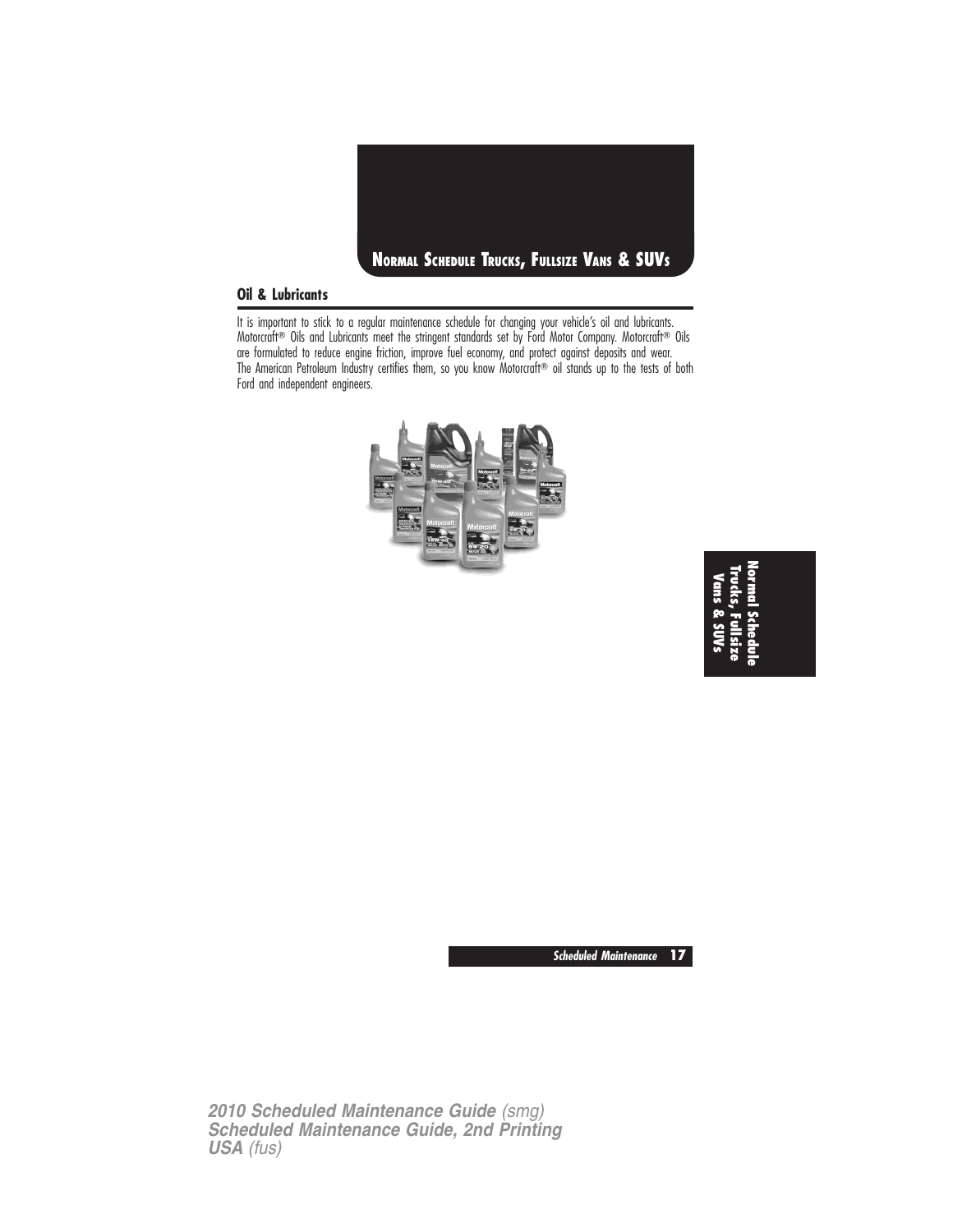## Normal Schedule Trucks, Fullsize Vans & SUVs

### Oil & Lubricants

It is important to stick to a regular maintenance schedule for changing your vehicle's oil and lubricants. Motorcraft® Oils and Lubricants meet the stringent standards set by Ford Motor Company. Motorcraft® Oils are formulated to reduce engine friction, improve fuel economy, and protect against deposits and wear. The American Petroleum Industry certifies them, so you know Motorcraft® oil stands up to the tests of both Ford and independent engineers.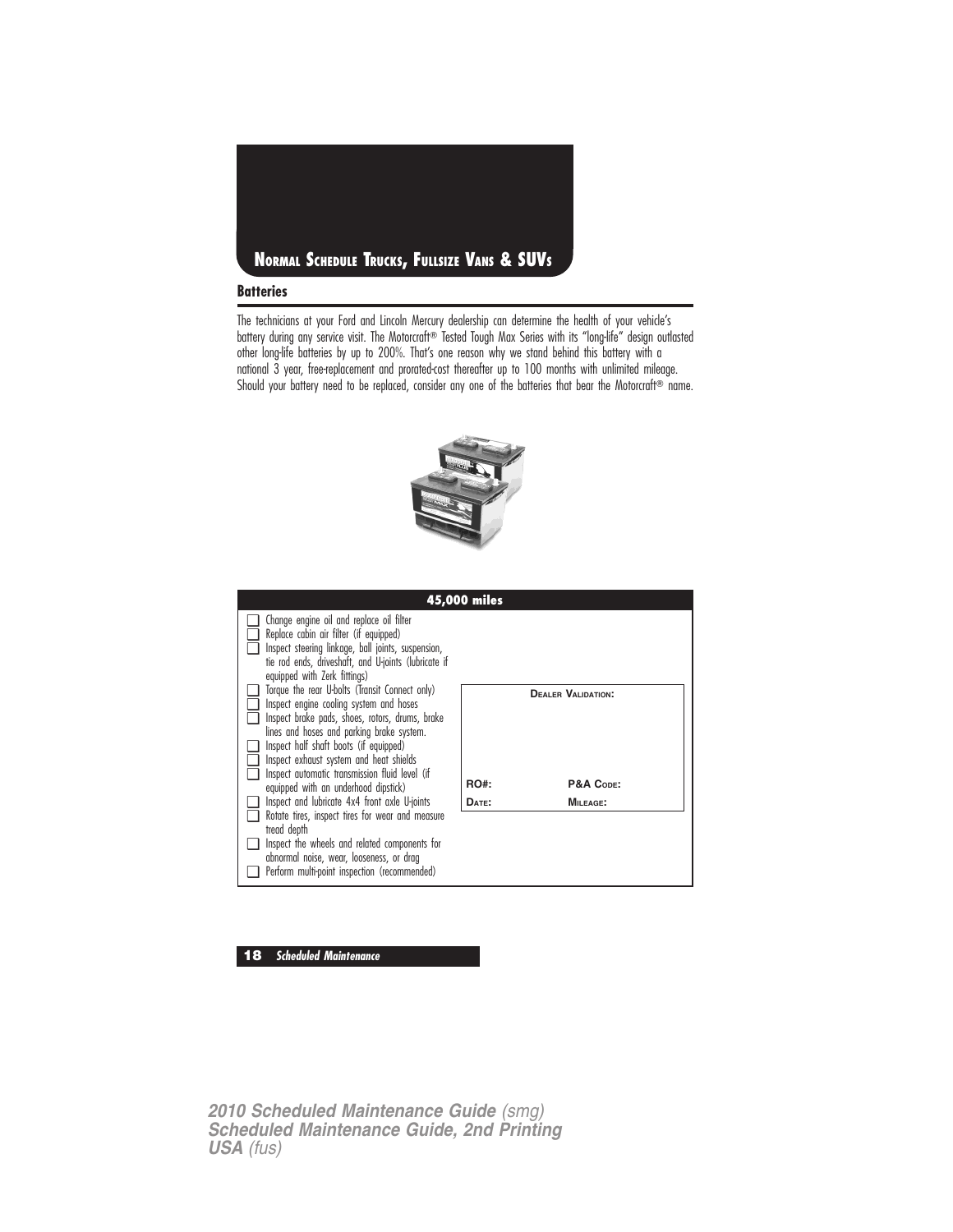## Normal Schedule Trucks, Fullsize Vans & SUVs

### Batteries

The technicians at your Ford and Lincoln Mercury dealership can determine the health of your vehicle's battery during any service visit. The Motorcraft® Tested Tough Max Series with its "long-life" design outlasted other long-life batteries by up to 200%. That's one reason why we stand behind this battery with a national 3 year, free-replacement and prorated-cost thereafter up to 100 months with unlimited mileage. Should your battery need to be replaced, consider any one of the batteries that bear the Motorcraft® name.

### 45,000 miles

- ☐ Change engine oil and replace oil filter
- ☐ Replace cabin air filter (if equipped)
- ☐ Inspect steering linkage, ball joints, suspension, tie rod ends, driveshaft, and U-joints (lubricate if equipped with Zerk fittings)
- ☐ Torque the rear U-bolts (Transit Connect only)
- ☐ Inspect engine cooling system and hoses
- ☐ Inspect brake pads, shoes, rotors, drums, brake lines and hoses and parking brake system.
- ☐ Inspect half shaft boots (if equipped)
- ☐ Inspect exhaust system and heat shields
- ☐ Inspect automatic transmission fluid level (if equipped with an underhood dipstick)
- ☐ Inspect and lubricate 4x4 front axle U-joints
- ☐ Rotate tires, inspect tires for wear and measure tread depth
- ☐ Inspect the wheels and related components for abnormal noise, wear, looseness, or drag
- ☐ Perform multi-point inspection (recommended)

| Dealer Validation: | |
|---|---|
| RO#: | P&A Code: |
| Date: | Mileage: |

2010 Scheduled Maintenance Guide (smg)
Scheduled Maintenance Guide, 2nd Printing
USA (fus)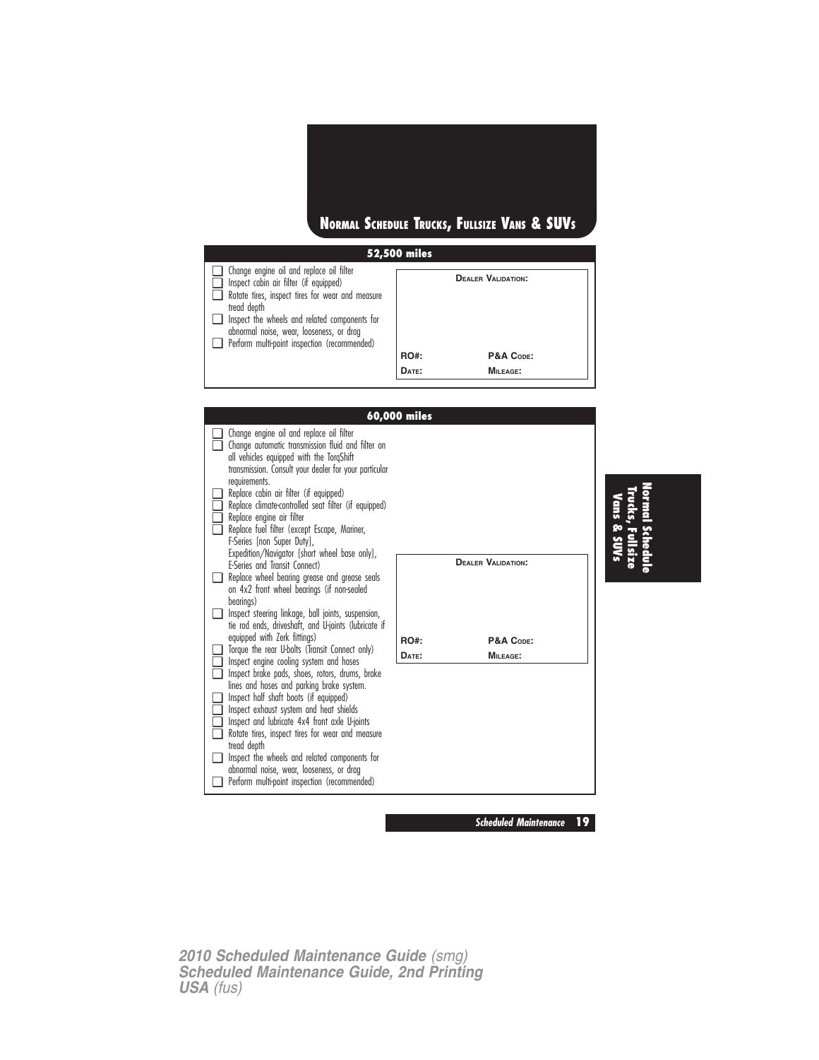# NORMAL SCHEDULE TRUCKS, FULLSIZE VANS & SUVS

## 52,500 miles

- ☐ Change engine oil and replace oil filter
- ☐ Inspect cabin air filter (if equipped)
- ☐ Rotate tires, inspect tires for wear and measure tread depth
- ☐ Inspect the wheels and related components for abnormal noise, wear, looseness, or drag
- ☐ Perform multi-point inspection (recommended)

**DEALER VALIDATION:**

**RO#:** **P&A CODE:**

**DATE:** **MILEAGE:**

## 60,000 miles

- ☐ Change engine oil and replace oil filter
- ☐ Change automatic transmission fluid and filter on all vehicles equipped with the TorqShift transmission. Consult your dealer for your particular requirements.
- ☐ Replace cabin air filter (if equipped)
- ☐ Replace climate-controlled seat filter (if equipped)
- ☐ Replace engine air filter
- ☐ Replace fuel filter (except Escape, Mariner, F-Series [non Super Duty], Expedition/Navigator [short wheel base only], E-Series and Transit Connect)
- ☐ Replace wheel bearing grease and grease seals on 4x2 front wheel bearings (if non-sealed bearings)
- ☐ Inspect steering linkage, ball joints, suspension, tie rod ends, driveshaft, and U-joints (lubricate if equipped with Zerk fittings)
- ☐ Torque the rear U-bolts (Transit Connect only)
- ☐ Inspect engine cooling system and hoses
- ☐ Inspect brake pads, shoes, rotors, drums, brake lines and hoses and parking brake system.
- ☐ Inspect half shaft boots (if equipped)
- ☐ Inspect exhaust system and heat shields
- ☐ Inspect and lubricate 4x4 front axle U-joints
- ☐ Rotate tires, inspect tires for wear and measure tread depth
- ☐ Inspect the wheels and related components for abnormal noise, wear, looseness, or drag
- ☐ Perform multi-point inspection (recommended)

**DEALER VALIDATION:**

**RO#:** **P&A CODE:**

**DATE:** **MILEAGE:**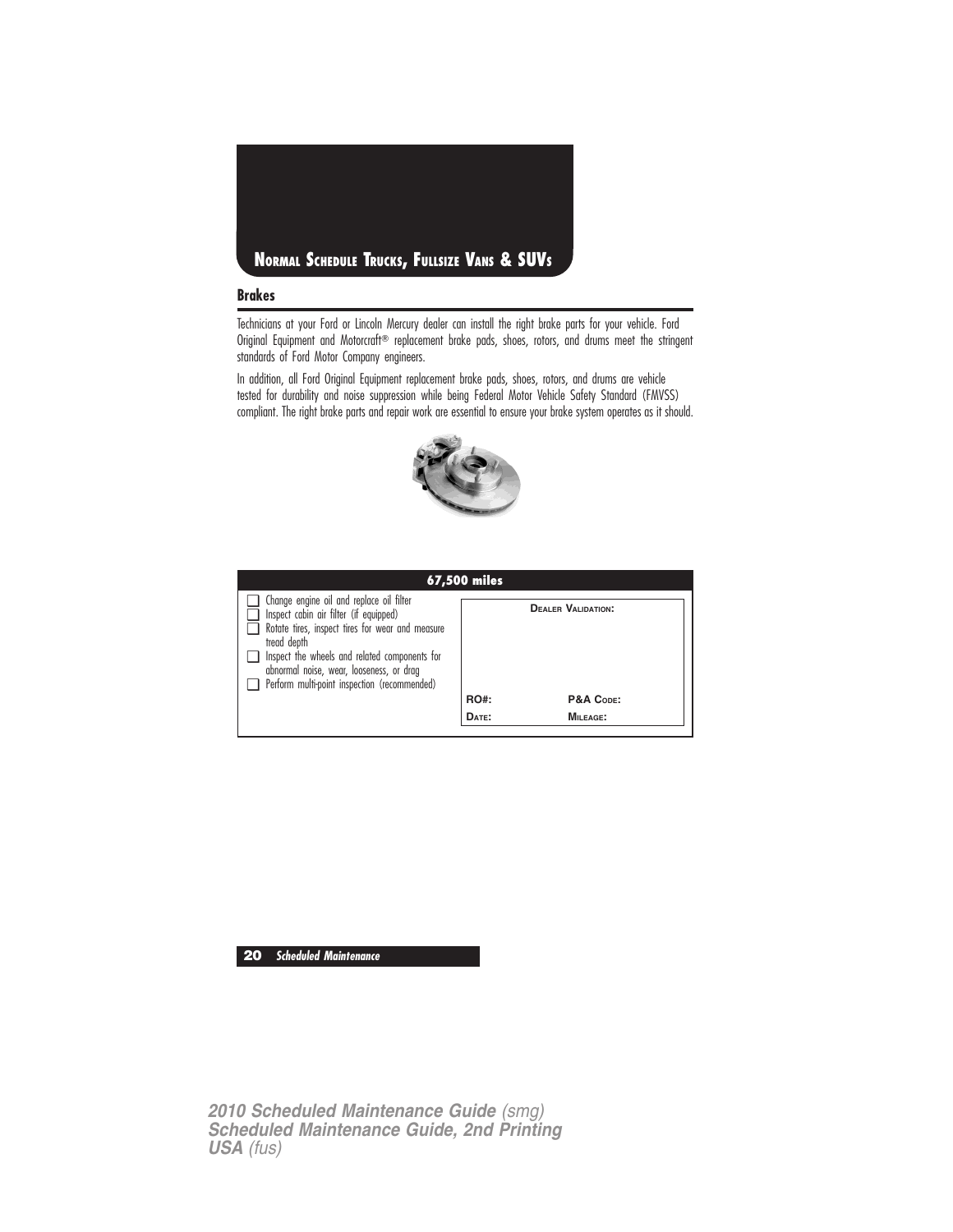# Normal Schedule Trucks, Fullsize Vans & SUVs

## Brakes

Technicians at your Ford or Lincoln Mercury dealer can install the right brake parts for your vehicle. Ford Original Equipment and Motorcraft® replacement brake pads, shoes, rotors, and drums meet the stringent standards of Ford Motor Company engineers.

In addition, all Ford Original Equipment replacement brake pads, shoes, rotors, and drums are vehicle tested for durability and noise suppression while being Federal Motor Vehicle Safety Standard (FMVSS) compliant. The right brake parts and repair work are essential to ensure your brake system operates as it should.

| 67,500 miles | | |
|---|---|---|
| ☐ Change engine oil and replace oil filter<br>☐ Inspect cabin air filter (if equipped)<br>☐ Rotate tires, inspect tires for wear and measure tread depth<br>☐ Inspect the wheels and related components for abnormal noise, wear, looseness, or drag<br>☐ Perform multi-point inspection (recommended) | **Dealer Validation:** | |
| | **RO#:** | **P&A Code:** |
| | **Date:** | **Mileage:** |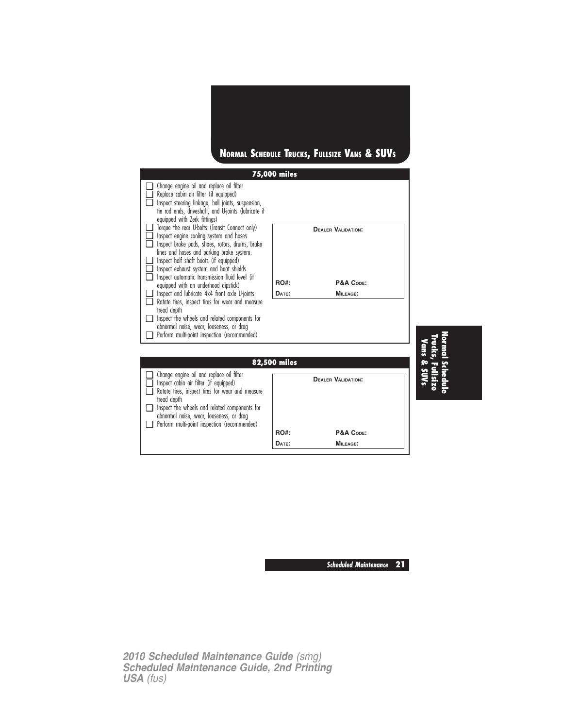# Normal Schedule Trucks, Fullsize Vans & SUVs

## 75,000 miles

- [ ] Change engine oil and replace oil filter
- [ ] Replace cabin air filter (if equipped)
- [ ] Inspect steering linkage, ball joints, suspension, tie rod ends, driveshaft, and U-joints (lubricate if equipped with Zerk fittings)
- [ ] Torque the rear U-bolts (Transit Connect only)
- [ ] Inspect engine cooling system and hoses
- [ ] Inspect brake pads, shoes, rotors, drums, brake lines and hoses and parking brake system.
- [ ] Inspect half shaft boots (if equipped)
- [ ] Inspect exhaust system and heat shields
- [ ] Inspect automatic transmission fluid level (if equipped with an underhood dipstick)
- [ ] Inspect and lubricate 4x4 front axle U-joints
- [ ] Rotate tires, inspect tires for wear and measure tread depth
- [ ] Inspect the wheels and related components for abnormal noise, wear, looseness, or drag
- [ ] Perform multi-point inspection (recommended)

**Dealer Validation:**

| | |
|---|---|
| **RO#:** | **P&A Code:** |
| **Date:** | **Mileage:** |

## 82,500 miles

- [ ] Change engine oil and replace oil filter
- [ ] Inspect cabin air filter (if equipped)
- [ ] Rotate tires, inspect tires for wear and measure tread depth
- [ ] Inspect the wheels and related components for abnormal noise, wear, looseness, or drag
- [ ] Perform multi-point inspection (recommended)

**Dealer Validation:**

| | |
|---|---|
| **RO#:** | **P&A Code:** |
| **Date:** | **Mileage:** |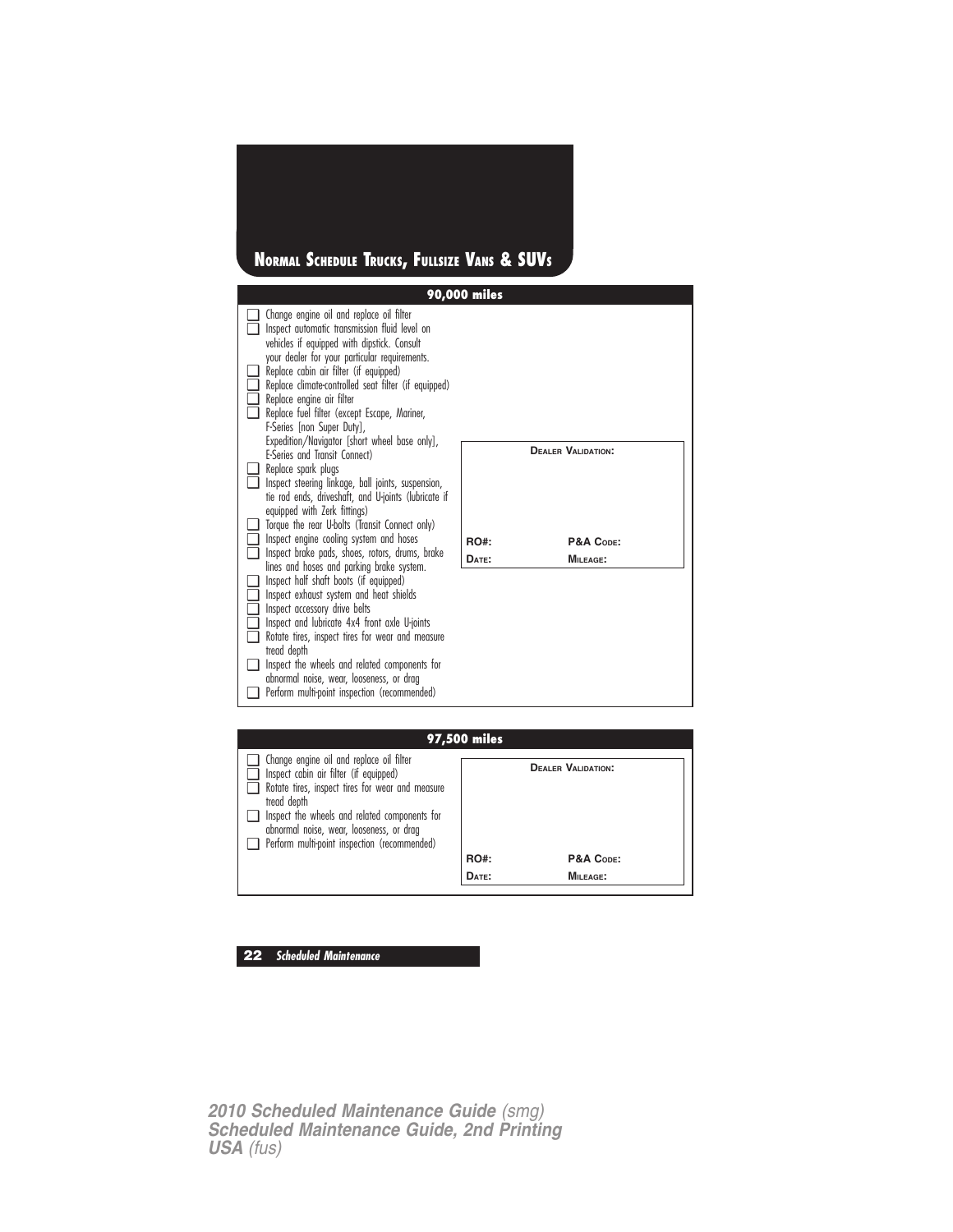# NORMAL SCHEDULE TRUCKS, FULLSIZE VANS & SUVS

## 90,000 miles

- ☐ Change engine oil and replace oil filter
- ☐ Inspect automatic transmission fluid level on vehicles if equipped with dipstick. Consult your dealer for your particular requirements.
- ☐ Replace cabin air filter (if equipped)
- ☐ Replace climate-controlled seat filter (if equipped)
- ☐ Replace engine air filter
- ☐ Replace fuel filter (except Escape, Mariner, F-Series [non Super Duty], Expedition/Navigator [short wheel base only], E-Series and Transit Connect)
- ☐ Replace spark plugs
- ☐ Inspect steering linkage, ball joints, suspension, tie rod ends, driveshaft, and U-joints (lubricate if equipped with Zerk fittings)
- ☐ Torque the rear U-bolts (Transit Connect only)
- ☐ Inspect engine cooling system and hoses
- ☐ Inspect brake pads, shoes, rotors, drums, brake lines and hoses and parking brake system.
- ☐ Inspect half shaft boots (if equipped)
- ☐ Inspect exhaust system and heat shields
- ☐ Inspect accessory drive belts
- ☐ Inspect and lubricate 4x4 front axle U-joints
- ☐ Rotate tires, inspect tires for wear and measure tread depth
- ☐ Inspect the wheels and related components for abnormal noise, wear, looseness, or drag
- ☐ Perform multi-point inspection (recommended)

**DEALER VALIDATION:**

| RO#: | P&A CODE: |
|---|---|
| DATE: | MILEAGE: |

## 97,500 miles

- ☐ Change engine oil and replace oil filter
- ☐ Inspect cabin air filter (if equipped)
- ☐ Rotate tires, inspect tires for wear and measure tread depth
- ☐ Inspect the wheels and related components for abnormal noise, wear, looseness, or drag
- ☐ Perform multi-point inspection (recommended)

**DEALER VALIDATION:**

| RO#: | P&A CODE: |
|---|---|
| DATE: | MILEAGE: |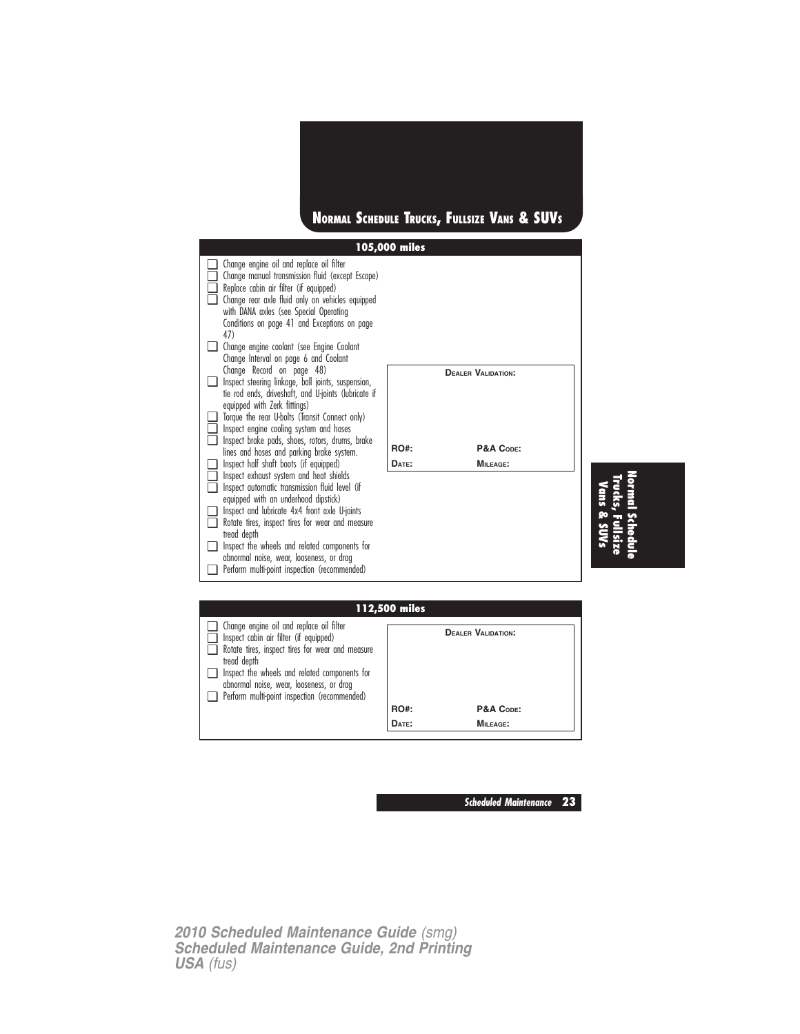## NORMAL SCHEDULE TRUCKS, FULLSIZE VANS & SUVS

### 105,000 miles

- ☐ Change engine oil and replace oil filter
- ☐ Change manual transmission fluid (except Escape)
- ☐ Replace cabin air filter (if equipped)
- ☐ Change rear axle fluid only on vehicles equipped with DANA axles (see Special Operating Conditions on page 41 and Exceptions on page 47)
- ☐ Change engine coolant (see Engine Coolant Change Interval on page 6 and Coolant Change Record on page 48)
- ☐ Inspect steering linkage, ball joints, suspension, tie rod ends, driveshaft, and U-joints (lubricate if equipped with Zerk fittings)
- ☐ Torque the rear U-bolts (Transit Connect only)
- ☐ Inspect engine cooling system and hoses
- ☐ Inspect brake pads, shoes, rotors, drums, brake lines and hoses and parking brake system.
- ☐ Inspect half shaft boots (if equipped)
- ☐ Inspect exhaust system and heat shields
- ☐ Inspect automatic transmission fluid level (if equipped with an underhood dipstick)
- ☐ Inspect and lubricate 4x4 front axle U-joints
- ☐ Rotate tires, inspect tires for wear and measure tread depth
- ☐ Inspect the wheels and related components for abnormal noise, wear, looseness, or drag
- ☐ Perform multi-point inspection (recommended)

| DEALER VALIDATION: | |
|---|---|
| RO#: | P&A CODE: |
| DATE: | MILEAGE: |

### 112,500 miles

- ☐ Change engine oil and replace oil filter
- ☐ Inspect cabin air filter (if equipped)
- ☐ Rotate tires, inspect tires for wear and measure tread depth
- ☐ Inspect the wheels and related components for abnormal noise, wear, looseness, or drag
- ☐ Perform multi-point inspection (recommended)

| DEALER VALIDATION: | |
|---|---|
| RO#: | P&A CODE: |
| DATE: | MILEAGE: |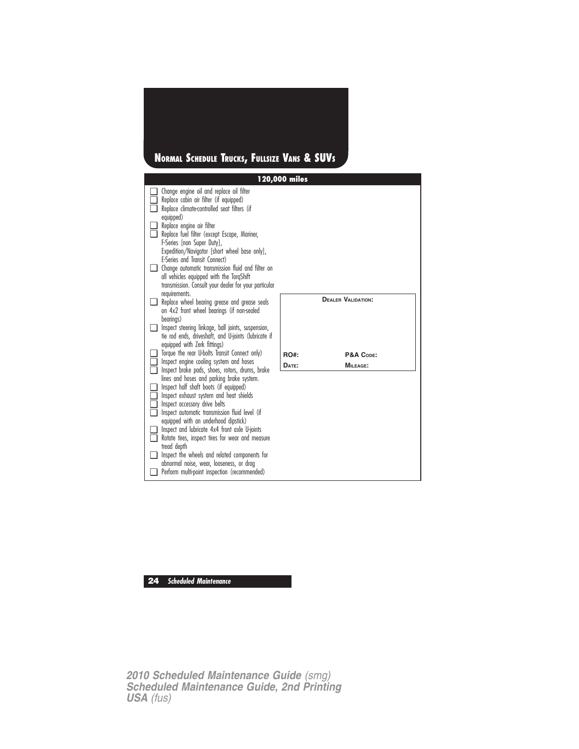# Normal Schedule Trucks, Fullsize Vans & SUVs

## 120,000 miles

- [ ] Change engine oil and replace oil filter
- [ ] Replace cabin air filter (if equipped)
- [ ] Replace climate-controlled seat filters (if equipped)
- [ ] Replace engine air filter
- [ ] Replace fuel filter (except Escape, Mariner, F-Series [non Super Duty], Expedition/Navigator [short wheel base only], E-Series and Transit Connect)
- [ ] Change automatic transmission fluid and filter on all vehicles equipped with the TorqShift transmission. Consult your dealer for your particular requirements.
- [ ] Replace wheel bearing grease and grease seals on 4x2 front wheel bearings (if non-sealed bearings)
- [ ] Inspect steering linkage, ball joints, suspension, tie rod ends, driveshaft, and U-joints (lubricate if equipped with Zerk fittings)
- [ ] Torque the rear U-bolts Transit Connect only)
- [ ] Inspect engine cooling system and hoses
- [ ] Inspect brake pads, shoes, rotors, drums, brake lines and hoses and parking brake system.
- [ ] Inspect half shaft boots (if equipped)
- [ ] Inspect exhaust system and heat shields
- [ ] Inspect accessory drive belts
- [ ] Inspect automatic transmission fluid level (if equipped with an underhood dipstick)
- [ ] Inspect and lubricate 4x4 front axle U-joints
- [ ] Rotate tires, inspect tires for wear and measure tread depth
- [ ] Inspect the wheels and related components for abnormal noise, wear, looseness, or drag
- [ ] Perform multi-point inspection (recommended)

| Dealer Validation: | |
|---|---|
| | |
| RO#: | P&A Code: |
| Date: | Mileage: |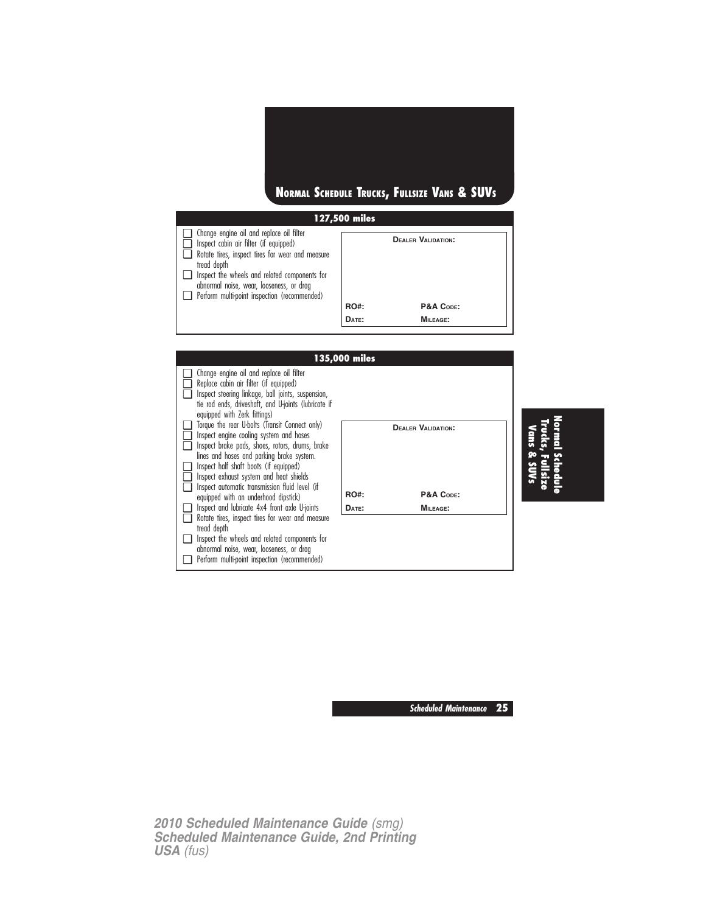# Normal Schedule Trucks, Fullsize Vans & SUVs

## 127,500 miles

- ☐ Change engine oil and replace oil filter
- ☐ Inspect cabin air filter (if equipped)
- ☐ Rotate tires, inspect tires for wear and measure tread depth
- ☐ Inspect the wheels and related components for abnormal noise, wear, looseness, or drag
- ☐ Perform multi-point inspection (recommended)

**Dealer Validation:**

**RO#:** **P&A Code:**
**Date:** **Mileage:**

## 135,000 miles

- ☐ Change engine oil and replace oil filter
- ☐ Replace cabin air filter (if equipped)
- ☐ Inspect steering linkage, ball joints, suspension, tie rod ends, driveshaft, and U-joints (lubricate if equipped with Zerk fittings)
- ☐ Torque the rear U-bolts (Transit Connect only)
- ☐ Inspect engine cooling system and hoses
- ☐ Inspect brake pads, shoes, rotors, drums, brake lines and hoses and parking brake system.
- ☐ Inspect half shaft boots (if equipped)
- ☐ Inspect exhaust system and heat shields
- ☐ Inspect automatic transmission fluid level (if equipped with an underhood dipstick)
- ☐ Inspect and lubricate 4x4 front axle U-joints
- ☐ Rotate tires, inspect tires for wear and measure tread depth
- ☐ Inspect the wheels and related components for abnormal noise, wear, looseness, or drag
- ☐ Perform multi-point inspection (recommended)

**Dealer Validation:**

**RO#:** **P&A Code:**
**Date:** **Mileage:**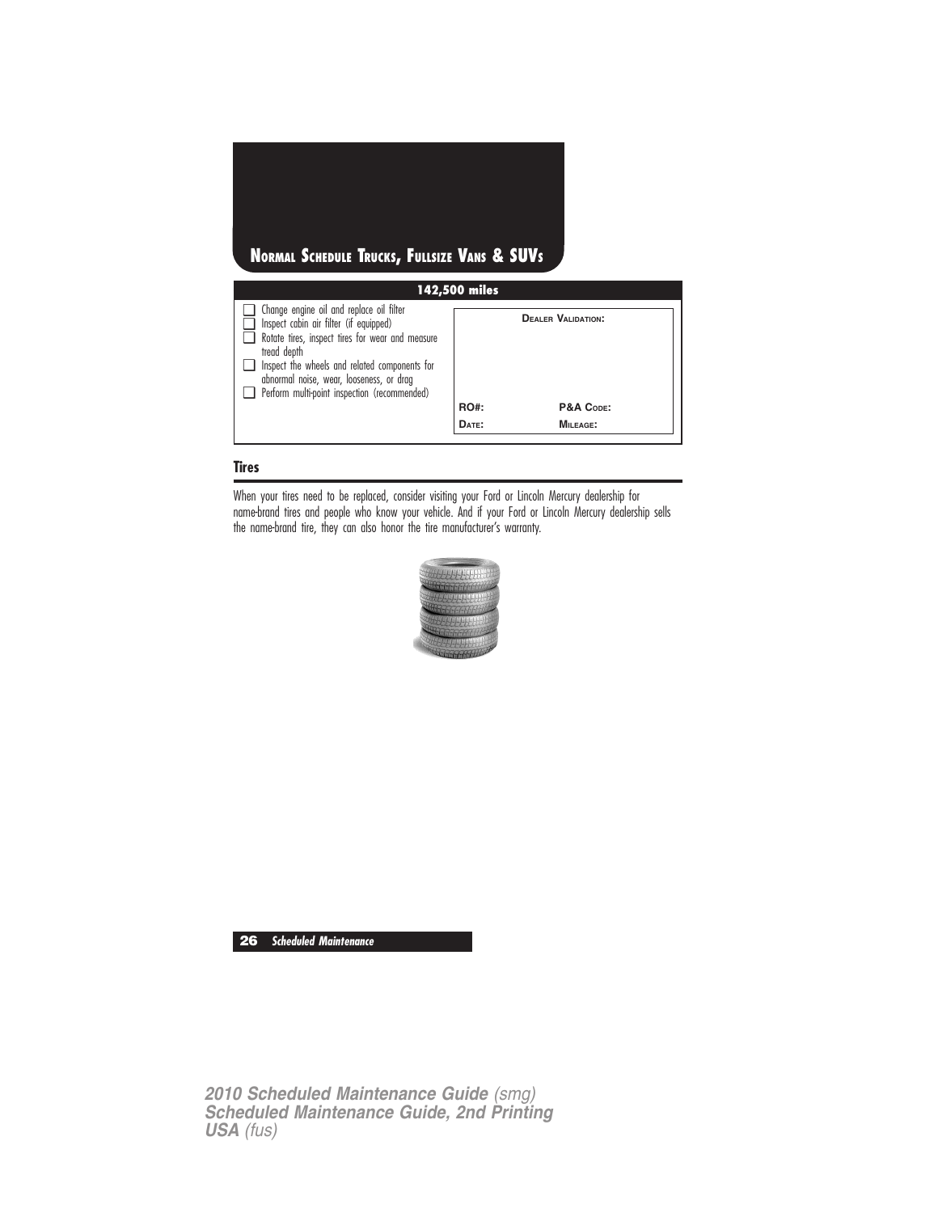## Normal Schedule Trucks, Fullsize Vans & SUVs

| 142,500 miles | |
|---|---|
| ❑ Change engine oil and replace oil filter<br>❑ Inspect cabin air filter (if equipped)<br>❑ Rotate tires, inspect tires for wear and measure tread depth<br>❑ Inspect the wheels and related components for abnormal noise, wear, looseness, or drag<br>❑ Perform multi-point inspection (recommended) | **Dealer Validation:**<br><br>**RO#:** **P&A Code:**<br>**Date:** **Mileage:** |

### Tires

When your tires need to be replaced, consider visiting your Ford or Lincoln Mercury dealership for name-brand tires and people who know your vehicle. And if your Ford or Lincoln Mercury dealership sells the name-brand tire, they can also honor the tire manufacturer's warranty.

**2010 Scheduled Maintenance Guide** *(smg)*
**Scheduled Maintenance Guide, 2nd Printing**
**USA** *(fus)*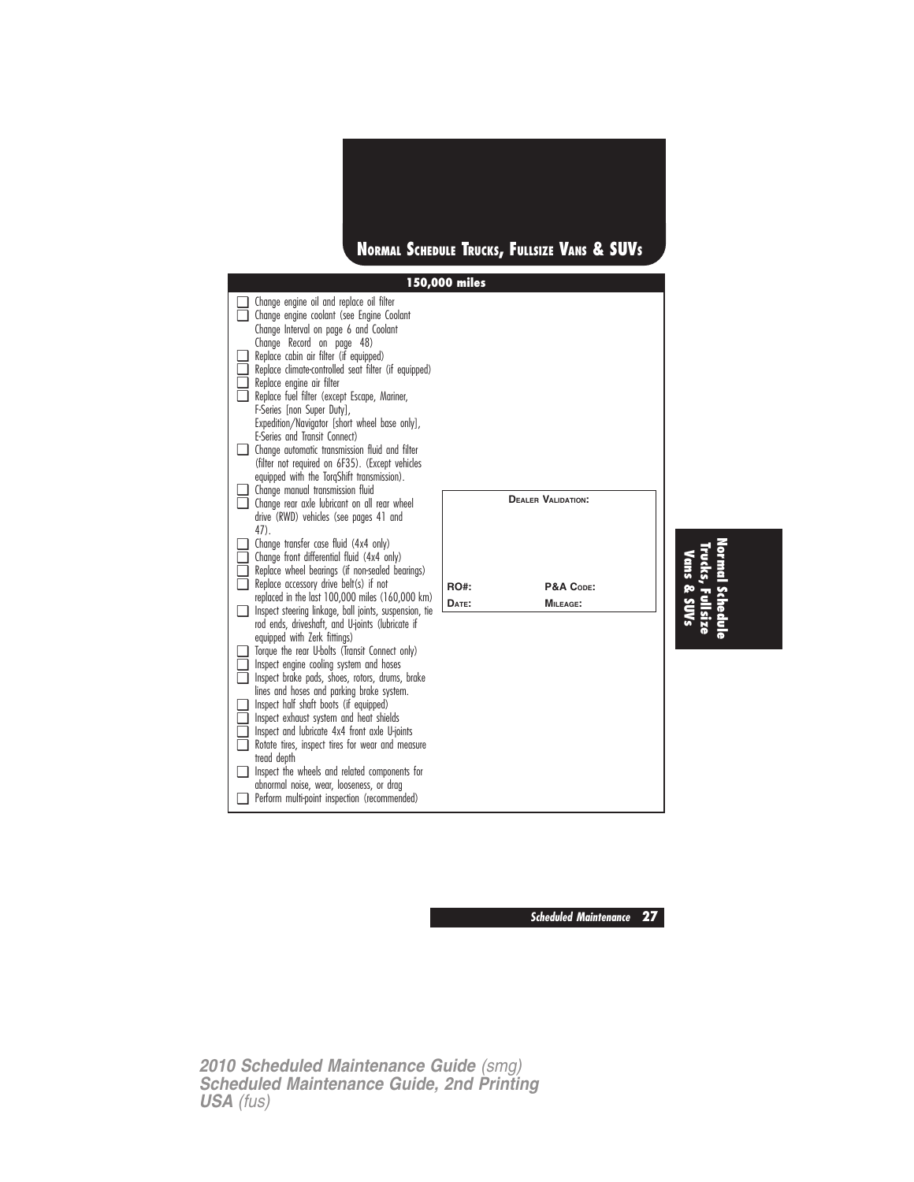# Normal Schedule Trucks, Fullsize Vans & SUVs

## 150,000 miles

- [ ] Change engine oil and replace oil filter
- [ ] Change engine coolant (see Engine Coolant Change Interval on page 6 and Coolant Change Record on page 48)
- [ ] Replace cabin air filter (if equipped)
- [ ] Replace climate-controlled seat filter (if equipped)
- [ ] Replace engine air filter
- [ ] Replace fuel filter (except Escape, Mariner, F-Series [non Super Duty], Expedition/Navigator [short wheel base only], E-Series and Transit Connect)
- [ ] Change automatic transmission fluid and filter (filter not required on 6F35). (Except vehicles equipped with the TorqShift transmission).
- [ ] Change manual transmission fluid
- [ ] Change rear axle lubricant on all rear wheel drive (RWD) vehicles (see pages 41 and 47).
- [ ] Change transfer case fluid (4x4 only)
- [ ] Change front differential fluid (4x4 only)
- [ ] Replace wheel bearings (if non-sealed bearings)
- [ ] Replace accessory drive belt(s) if not replaced in the last 100,000 miles (160,000 km)
- [ ] Inspect steering linkage, ball joints, suspension, tie rod ends, driveshaft, and U-joints (lubricate if equipped with Zerk fittings)
- [ ] Torque the rear U-bolts (Transit Connect only)
- [ ] Inspect engine cooling system and hoses
- [ ] Inspect brake pads, shoes, rotors, drums, brake lines and hoses and parking brake system.
- [ ] Inspect half shaft boots (if equipped)
- [ ] Inspect exhaust system and heat shields
- [ ] Inspect and lubricate 4x4 front axle U-joints
- [ ] Rotate tires, inspect tires for wear and measure tread depth
- [ ] Inspect the wheels and related components for abnormal noise, wear, looseness, or drag
- [ ] Perform multi-point inspection (recommended)

| Dealer Validation: | |
|---|---|
| | |
| RO#: | P&A Code: |
| Date: | Mileage: |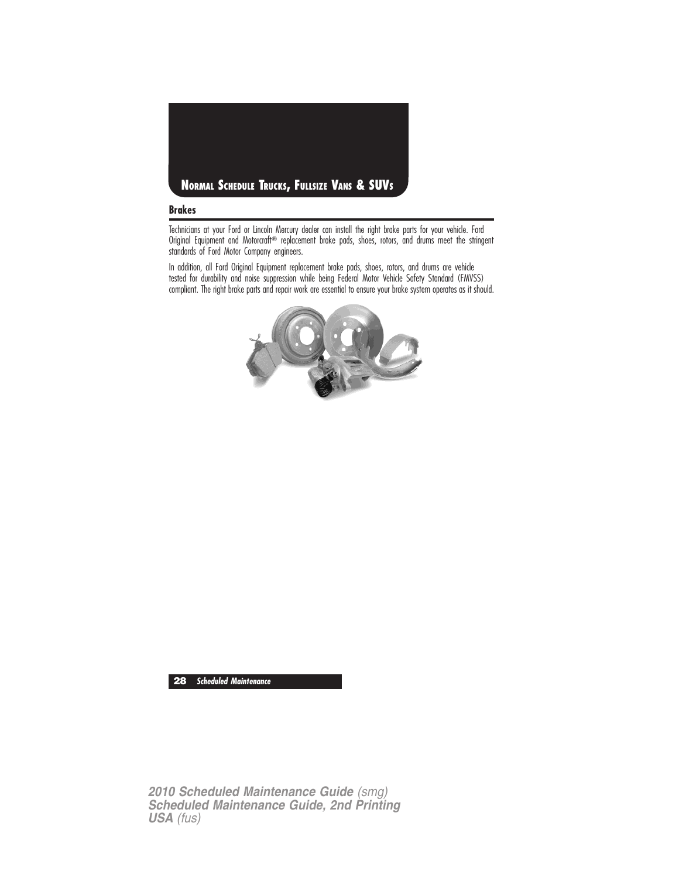## NORMAL SCHEDULE TRUCKS, FULLSIZE VANS & SUVS

### Brakes

Technicians at your Ford or Lincoln Mercury dealer can install the right brake parts for your vehicle. Ford Original Equipment and Motorcraft® replacement brake pads, shoes, rotors, and drums meet the stringent standards of Ford Motor Company engineers.

In addition, all Ford Original Equipment replacement brake pads, shoes, rotors, and drums are vehicle tested for durability and noise suppression while being Federal Motor Vehicle Safety Standard (FMVSS) compliant. The right brake parts and repair work are essential to ensure your brake system operates as it should.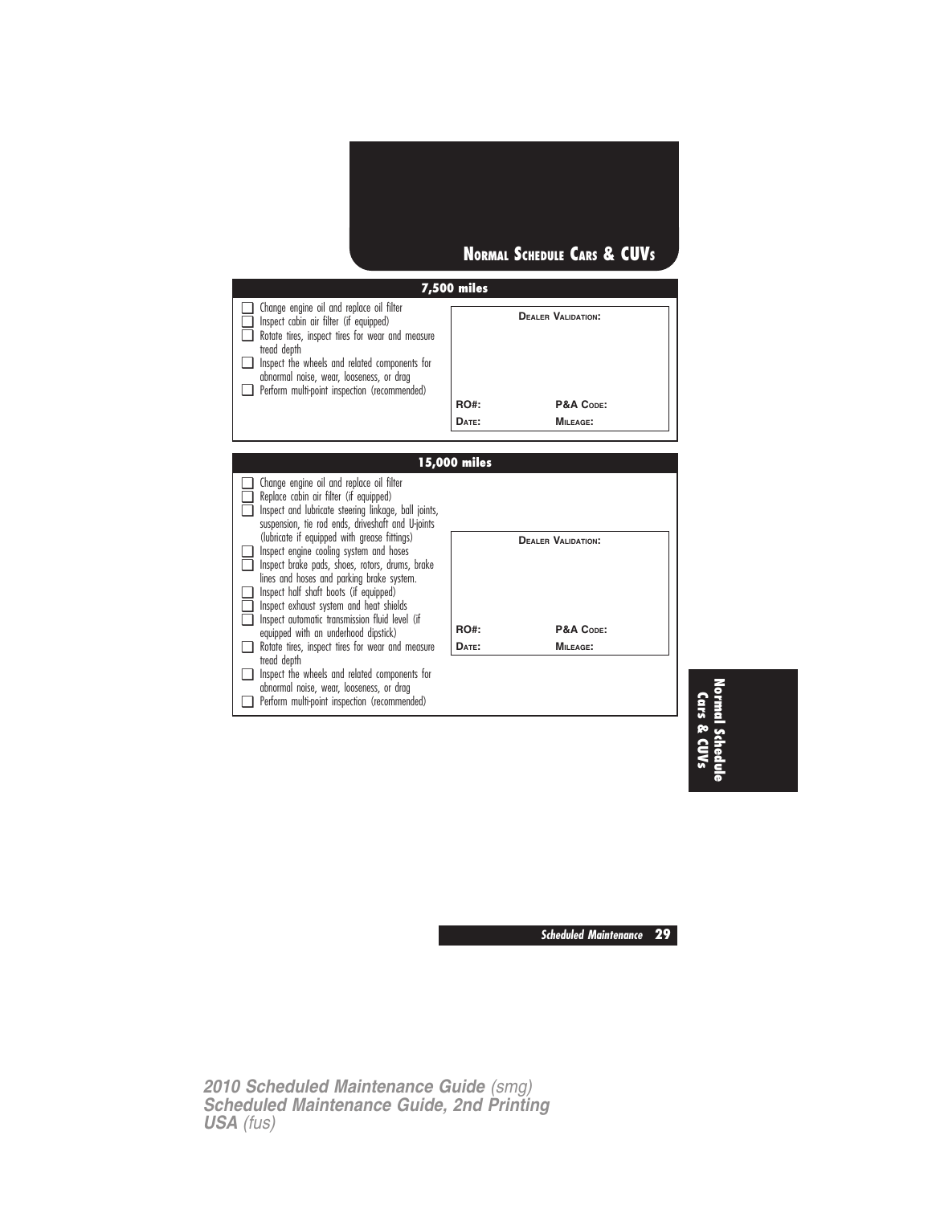# Normal Schedule Cars & CUVs

## 7,500 miles

- ☐ Change engine oil and replace oil filter
- ☐ Inspect cabin air filter (if equipped)
- ☐ Rotate tires, inspect tires for wear and measure tread depth
- ☐ Inspect the wheels and related components for abnormal noise, wear, looseness, or drag
- ☐ Perform multi-point inspection (recommended)

**Dealer Validation:**

**RO#:** &nbsp;&nbsp;&nbsp;&nbsp; **P&A Code:**

**Date:** &nbsp;&nbsp;&nbsp;&nbsp; **Mileage:**

## 15,000 miles

- ☐ Change engine oil and replace oil filter
- ☐ Replace cabin air filter (if equipped)
- ☐ Inspect and lubricate steering linkage, ball joints, suspension, tie rod ends, driveshaft and U-joints (lubricate if equipped with grease fittings)
- ☐ Inspect engine cooling system and hoses
- ☐ Inspect brake pads, shoes, rotors, drums, brake lines and hoses and parking brake system.
- ☐ Inspect half shaft boots (if equipped)
- ☐ Inspect exhaust system and heat shields
- ☐ Inspect automatic transmission fluid level (if equipped with an underhood dipstick)
- ☐ Rotate tires, inspect tires for wear and measure tread depth
- ☐ Inspect the wheels and related components for abnormal noise, wear, looseness, or drag
- ☐ Perform multi-point inspection (recommended)

**Dealer Validation:**

**RO#:** &nbsp;&nbsp;&nbsp;&nbsp; **P&A Code:**

**Date:** &nbsp;&nbsp;&nbsp;&nbsp; **Mileage:**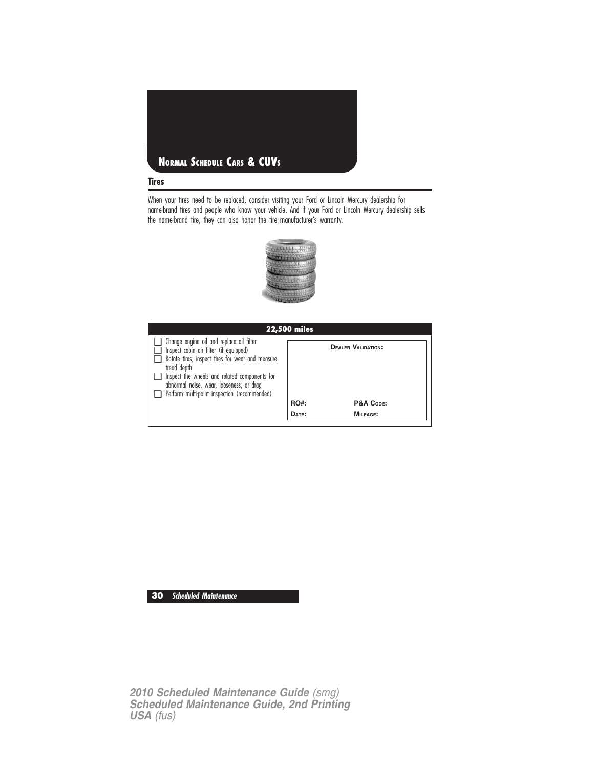## Normal Schedule Cars & CUVs

### Tires

When your tires need to be replaced, consider visiting your Ford or Lincoln Mercury dealership for name-brand tires and people who know your vehicle. And if your Ford or Lincoln Mercury dealership sells the name-brand tire, they can also honor the tire manufacturer's warranty.

| 22,500 miles | |
|---|---|
| ☐ Change engine oil and replace oil filter<br>☐ Inspect cabin air filter (if equipped)<br>☐ Rotate tires, inspect tires for wear and measure tread depth<br>☐ Inspect the wheels and related components for abnormal noise, wear, looseness, or drag<br>☐ Perform multi-point inspection (recommended) | **Dealer Validation:**<br><br>**RO#:** **P&A Code:**<br>**Date:** **Mileage:** |

2010 Scheduled Maintenance Guide (smg)
Scheduled Maintenance Guide, 2nd Printing
USA (fus)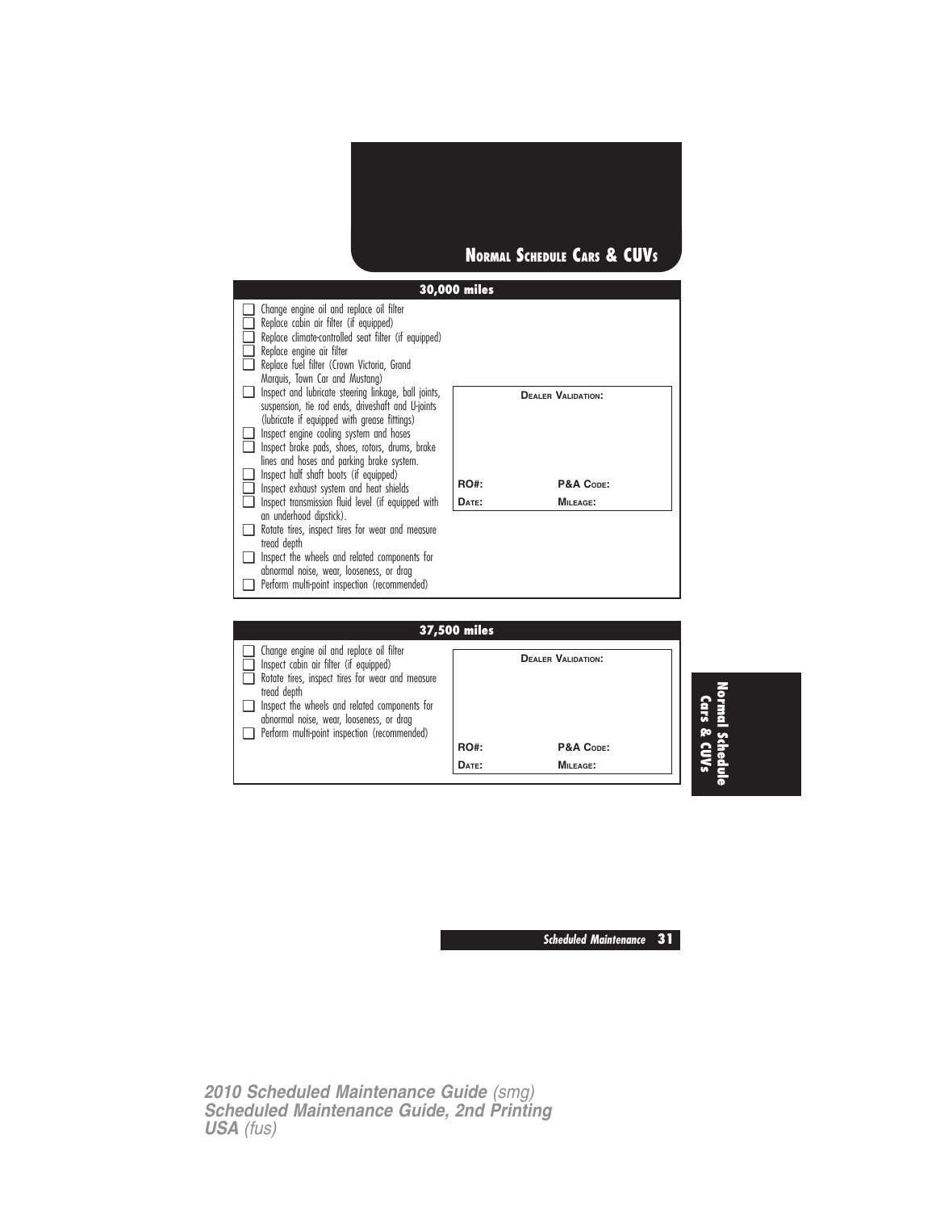# NORMAL SCHEDULE CARS & CUVS

## 30,000 miles

- ☐ Change engine oil and replace oil filter
- ☐ Replace cabin air filter (if equipped)
- ☐ Replace climate-controlled seat filter (if equipped)
- ☐ Replace engine air filter
- ☐ Replace fuel filter (Crown Victoria, Grand Marquis, Town Car and Mustang)
- ☐ Inspect and lubricate steering linkage, ball joints, suspension, tie rod ends, driveshaft and U-joints (lubricate if equipped with grease fittings)
- ☐ Inspect engine cooling system and hoses
- ☐ Inspect brake pads, shoes, rotors, drums, brake lines and hoses and parking brake system.
- ☐ Inspect half shaft boots (if equipped)
- ☐ Inspect exhaust system and heat shields
- ☐ Inspect transmission fluid level (if equipped with an underhood dipstick).
- ☐ Rotate tires, inspect tires for wear and measure tread depth
- ☐ Inspect the wheels and related components for abnormal noise, wear, looseness, or drag
- ☐ Perform multi-point inspection (recommended)

**DEALER VALIDATION:**

| RO#: | P&A CODE: |
|---|---|
| DATE: | MILEAGE: |

## 37,500 miles

- ☐ Change engine oil and replace oil filter
- ☐ Inspect cabin air filter (if equipped)
- ☐ Rotate tires, inspect tires for wear and measure tread depth
- ☐ Inspect the wheels and related components for abnormal noise, wear, looseness, or drag
- ☐ Perform multi-point inspection (recommended)

**DEALER VALIDATION:**

| RO#: | P&A CODE: |
|---|---|
| DATE: | MILEAGE: |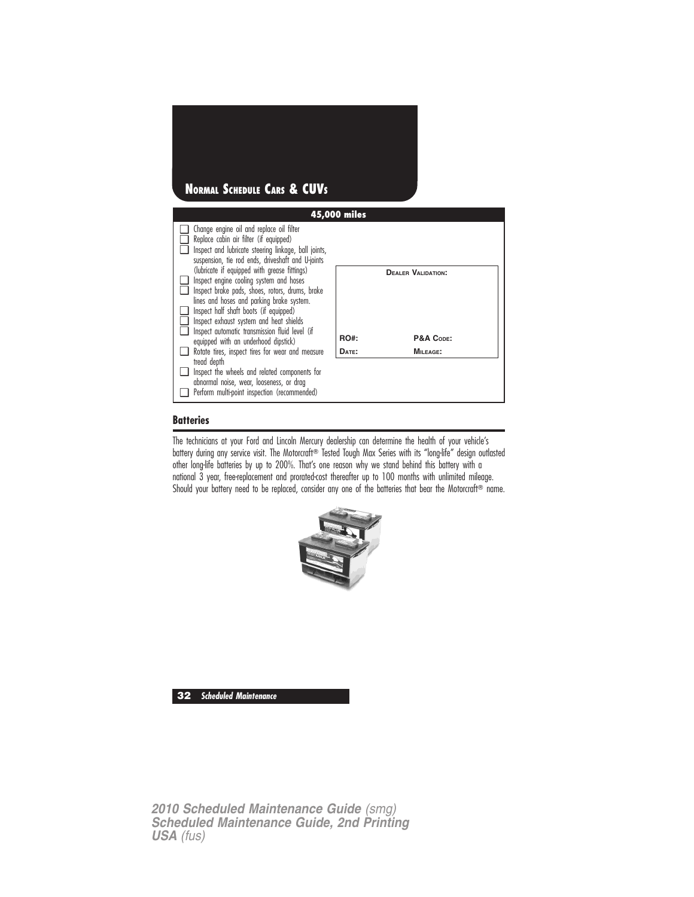## Normal Schedule Cars & CUVs

| 45,000 miles | |
|---|---|
| ☐ Change engine oil and replace oil filter<br>☐ Replace cabin air filter (if equipped)<br>☐ Inspect and lubricate steering linkage, ball joints, suspension, tie rod ends, driveshaft and U-joints (lubricate if equipped with grease fittings)<br>☐ Inspect engine cooling system and hoses<br>☐ Inspect brake pads, shoes, rotors, drums, brake lines and hoses and parking brake system.<br>☐ Inspect half shaft boots (if equipped)<br>☐ Inspect exhaust system and heat shields<br>☐ Inspect automatic transmission fluid level (if equipped with an underhood dipstick)<br>☐ Rotate tires, inspect tires for wear and measure tread depth<br>☐ Inspect the wheels and related components for abnormal noise, wear, looseness, or drag<br>☐ Perform multi-point inspection (recommended) | **Dealer Validation:**<br><br>**RO#:** **P&A Code:**<br>**Date:** **Mileage:** |

### Batteries

The technicians at your Ford and Lincoln Mercury dealership can determine the health of your vehicle's battery during any service visit. The Motorcraft® Tested Tough Max Series with its "long-life" design outlasted other long-life batteries by up to 200%. That's one reason why we stand behind this battery with a national 3 year, free-replacement and prorated-cost thereafter up to 100 months with unlimited mileage. Should your battery need to be replaced, consider any one of the batteries that bear the Motorcraft® name.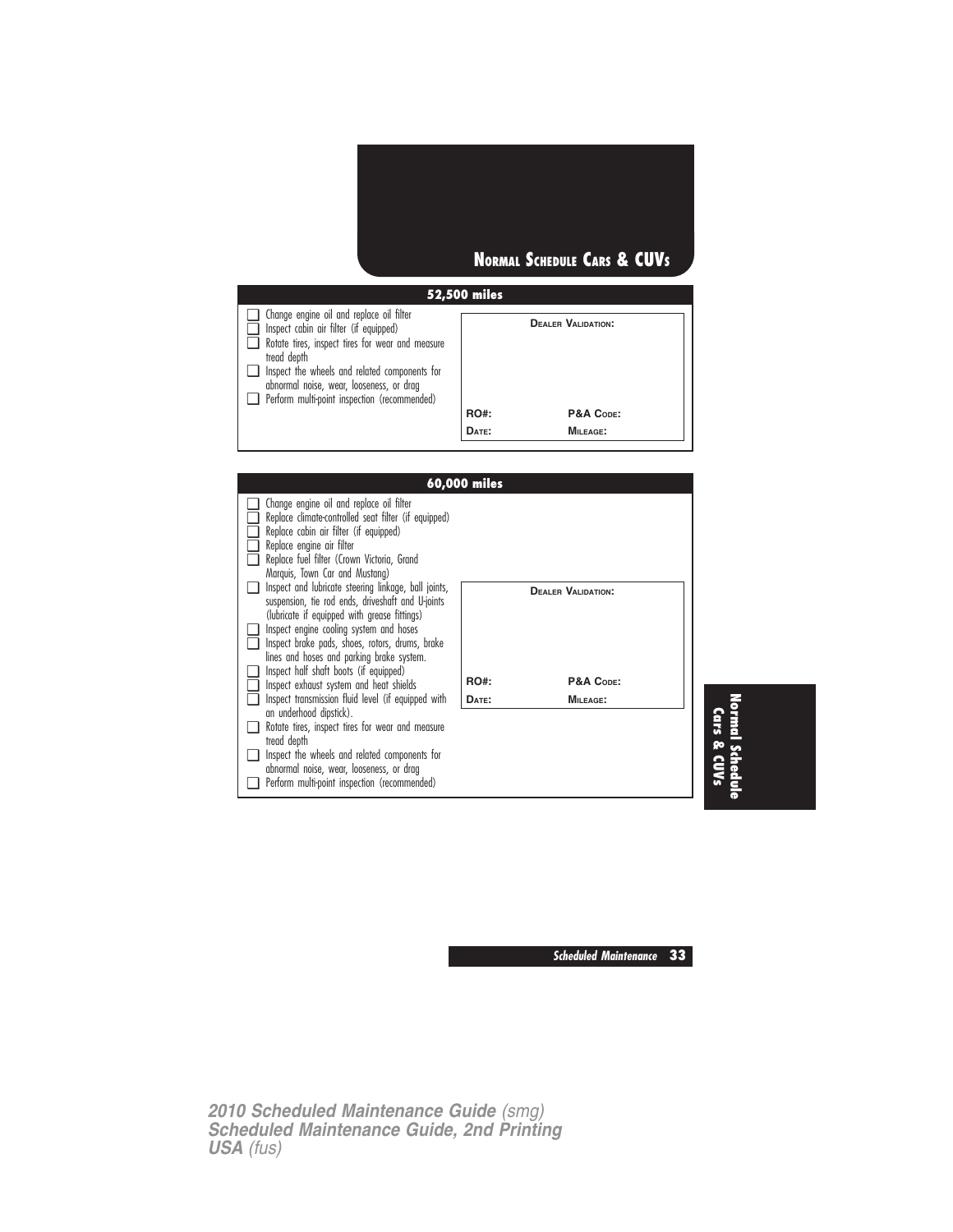## 52,500 miles

- [ ] Change engine oil and replace oil filter
- [ ] Inspect cabin air filter (if equipped)
- [ ] Rotate tires, inspect tires for wear and measure tread depth
- [ ] Inspect the wheels and related components for abnormal noise, wear, looseness, or drag
- [ ] Perform multi-point inspection (recommended)

**DEALER VALIDATION:**

| | |
|---|---|
| **RO#:** | **P&A CODE:** |
| **DATE:** | **MILEAGE:** |

## 60,000 miles

- [ ] Change engine oil and replace oil filter
- [ ] Replace climate-controlled seat filter (if equipped)
- [ ] Replace cabin air filter (if equipped)
- [ ] Replace engine air filter
- [ ] Replace fuel filter (Crown Victoria, Grand Marquis, Town Car and Mustang)
- [ ] Inspect and lubricate steering linkage, ball joints, suspension, tie rod ends, driveshaft and U-joints (lubricate if equipped with grease fittings)
- [ ] Inspect engine cooling system and hoses
- [ ] Inspect brake pads, shoes, rotors, drums, brake lines and hoses and parking brake system.
- [ ] Inspect half shaft boots (if equipped)
- [ ] Inspect exhaust system and heat shields
- [ ] Inspect transmission fluid level (if equipped with an underhood dipstick).
- [ ] Rotate tires, inspect tires for wear and measure tread depth
- [ ] Inspect the wheels and related components for abnormal noise, wear, looseness, or drag
- [ ] Perform multi-point inspection (recommended)

**DEALER VALIDATION:**

| | |
|---|---|
| **RO#:** | **P&A CODE:** |
| **DATE:** | **MILEAGE:** |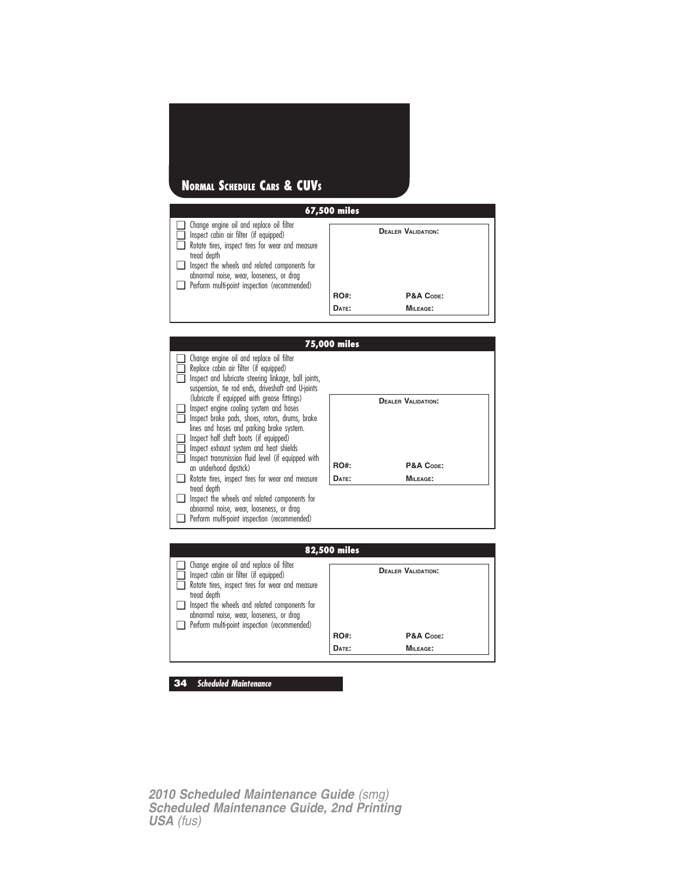# NORMAL SCHEDULE CARS & CUVS

## 67,500 miles

- ☐ Change engine oil and replace oil filter
- ☐ Inspect cabin air filter (if equipped)
- ☐ Rotate tires, inspect tires for wear and measure tread depth
- ☐ Inspect the wheels and related components for abnormal noise, wear, looseness, or drag
- ☐ Perform multi-point inspection (recommended)

**DEALER VALIDATION:**

**RO#:** **P&A CODE:**

**DATE:** **MILEAGE:**

## 75,000 miles

- ☐ Change engine oil and replace oil filter
- ☐ Replace cabin air filter (if equipped)
- ☐ Inspect and lubricate steering linkage, ball joints, suspension, tie rod ends, driveshaft and U-joints (lubricate if equipped with grease fittings)
- ☐ Inspect engine cooling system and hoses
- ☐ Inspect brake pads, shoes, rotors, drums, brake lines and hoses and parking brake system.
- ☐ Inspect half shaft boots (if equipped)
- ☐ Inspect exhaust system and heat shields
- ☐ Inspect transmission fluid level (if equipped with an underhood dipstick)
- ☐ Rotate tires, inspect tires for wear and measure tread depth
- ☐ Inspect the wheels and related components for abnormal noise, wear, looseness, or drag
- ☐ Perform multi-point inspection (recommended)

**DEALER VALIDATION:**

**RO#:** **P&A CODE:**

**DATE:** **MILEAGE:**

## 82,500 miles

- ☐ Change engine oil and replace oil filter
- ☐ Inspect cabin air filter (if equipped)
- ☐ Rotate tires, inspect tires for wear and measure tread depth
- ☐ Inspect the wheels and related components for abnormal noise, wear, looseness, or drag
- ☐ Perform multi-point inspection (recommended)

**DEALER VALIDATION:**

**RO#:** **P&A CODE:**

**DATE:** **MILEAGE:**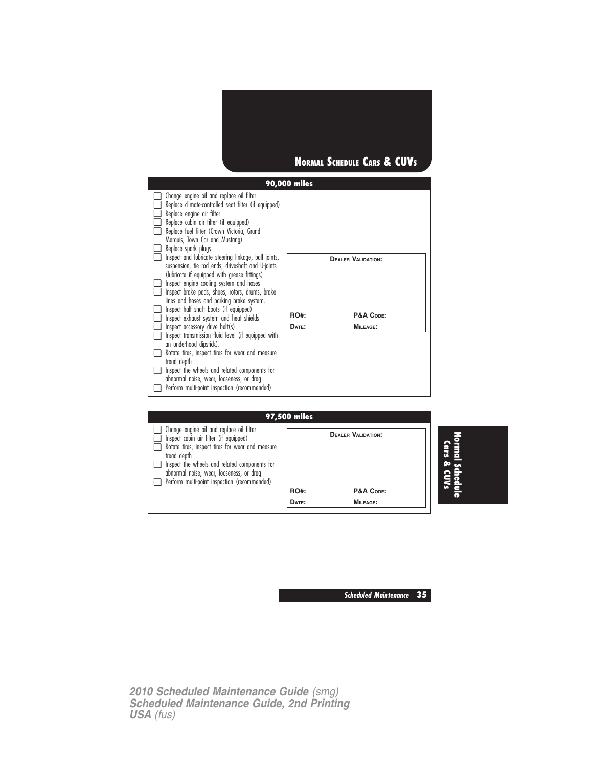## NORMAL SCHEDULE CARS & CUVs

### 90,000 miles

- ☐ Change engine oil and replace oil filter
- ☐ Replace climate-controlled seat filter (if equipped)
- ☐ Replace engine air filter
- ☐ Replace cabin air filter (if equipped)
- ☐ Replace fuel filter (Crown Victoria, Grand Marquis, Town Car and Mustang)
- ☐ Replace spark plugs
- ☐ Inspect and lubricate steering linkage, ball joints, suspension, tie rod ends, driveshaft and U-joints (lubricate if equipped with grease fittings)
- ☐ Inspect engine cooling system and hoses
- ☐ Inspect brake pads, shoes, rotors, drums, brake lines and hoses and parking brake system.
- ☐ Inspect half shaft boots (if equipped)
- ☐ Inspect exhaust system and heat shields
- ☐ Inspect accessory drive belt(s)
- ☐ Inspect transmission fluid level (if equipped with an underhood dipstick).
- ☐ Rotate tires, inspect tires for wear and measure tread depth
- ☐ Inspect the wheels and related components for abnormal noise, wear, looseness, or drag
- ☐ Perform multi-point inspection (recommended)

**DEALER VALIDATION:**

| | |
|---|---|
| **RO#:** | **P&A CODE:** |
| **DATE:** | **MILEAGE:** |

### 97,500 miles

- ☐ Change engine oil and replace oil filter
- ☐ Inspect cabin air filter (if equipped)
- ☐ Rotate tires, inspect tires for wear and measure tread depth
- ☐ Inspect the wheels and related components for abnormal noise, wear, looseness, or drag
- ☐ Perform multi-point inspection (recommended)

**DEALER VALIDATION:**

| | |
|---|---|
| **RO#:** | **P&A CODE:** |
| **DATE:** | **MILEAGE:** |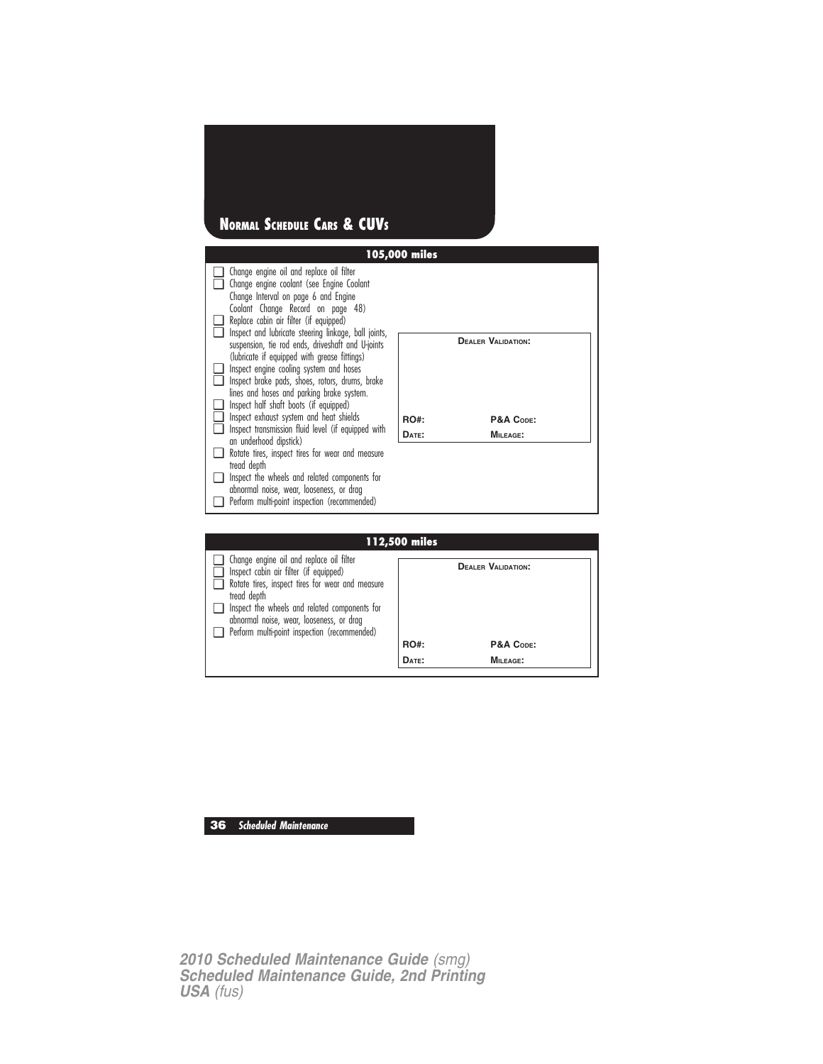## Normal Schedule Cars & CUVs

### 105,000 miles

- [ ] Change engine oil and replace oil filter
- [ ] Change engine coolant (see Engine Coolant Change Interval on page 6 and Engine Coolant Change Record on page 48)
- [ ] Replace cabin air filter (if equipped)
- [ ] Inspect and lubricate steering linkage, ball joints, suspension, tie rod ends, driveshaft and U-joints (lubricate if equipped with grease fittings)
- [ ] Inspect engine cooling system and hoses
- [ ] Inspect brake pads, shoes, rotors, drums, brake lines and hoses and parking brake system.
- [ ] Inspect half shaft boots (if equipped)
- [ ] Inspect exhaust system and heat shields
- [ ] Inspect transmission fluid level (if equipped with an underhood dipstick)
- [ ] Rotate tires, inspect tires for wear and measure tread depth
- [ ] Inspect the wheels and related components for abnormal noise, wear, looseness, or drag
- [ ] Perform multi-point inspection (recommended)

**Dealer Validation:**

| | |
|---|---|
| **RO#:** | **P&A Code:** |
| **Date:** | **Mileage:** |

### 112,500 miles

- [ ] Change engine oil and replace oil filter
- [ ] Inspect cabin air filter (if equipped)
- [ ] Rotate tires, inspect tires for wear and measure tread depth
- [ ] Inspect the wheels and related components for abnormal noise, wear, looseness, or drag
- [ ] Perform multi-point inspection (recommended)

**Dealer Validation:**

| | |
|---|---|
| **RO#:** | **P&A Code:** |
| **Date:** | **Mileage:** |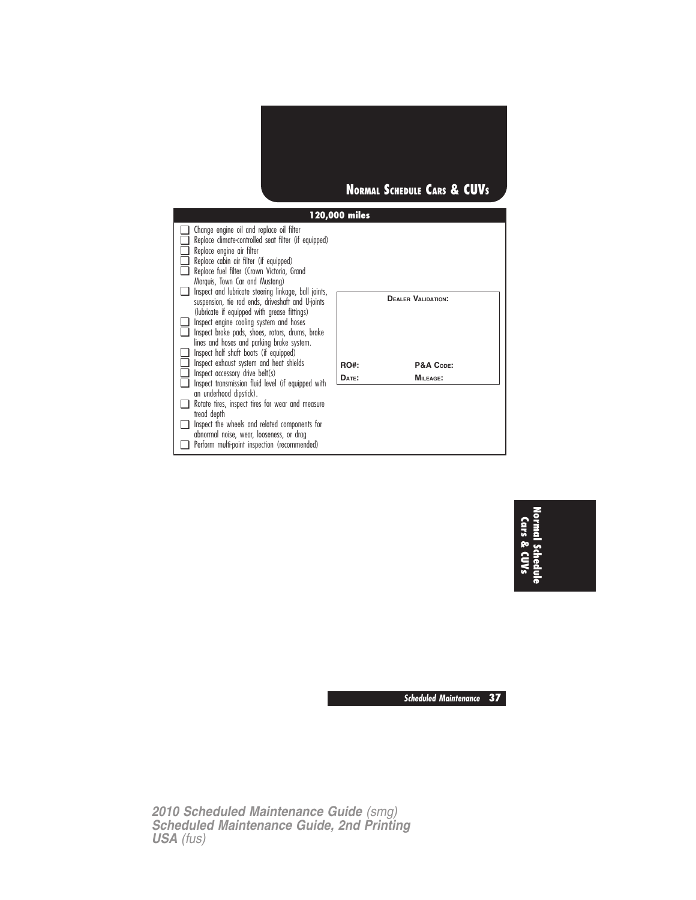## Normal Schedule Cars & CUVs

### 120,000 miles

- ☐ Change engine oil and replace oil filter
- ☐ Replace climate-controlled seat filter (if equipped)
- ☐ Replace engine air filter
- ☐ Replace cabin air filter (if equipped)
- ☐ Replace fuel filter (Crown Victoria, Grand Marquis, Town Car and Mustang)
- ☐ Inspect and lubricate steering linkage, ball joints, suspension, tie rod ends, driveshaft and U-joints (lubricate if equipped with grease fittings)
- ☐ Inspect engine cooling system and hoses
- ☐ Inspect brake pads, shoes, rotors, drums, brake lines and hoses and parking brake system.
- ☐ Inspect half shaft boots (if equipped)
- ☐ Inspect exhaust system and heat shields
- ☐ Inspect accessory drive belt(s)
- ☐ Inspect transmission fluid level (if equipped with an underhood dipstick).
- ☐ Rotate tires, inspect tires for wear and measure tread depth
- ☐ Inspect the wheels and related components for abnormal noise, wear, looseness, or drag
- ☐ Perform multi-point inspection (recommended)

**Dealer Validation:**

**RO#:** &nbsp;&nbsp;&nbsp;&nbsp; **P&A Code:**

**Date:** &nbsp;&nbsp;&nbsp;&nbsp; **Mileage:**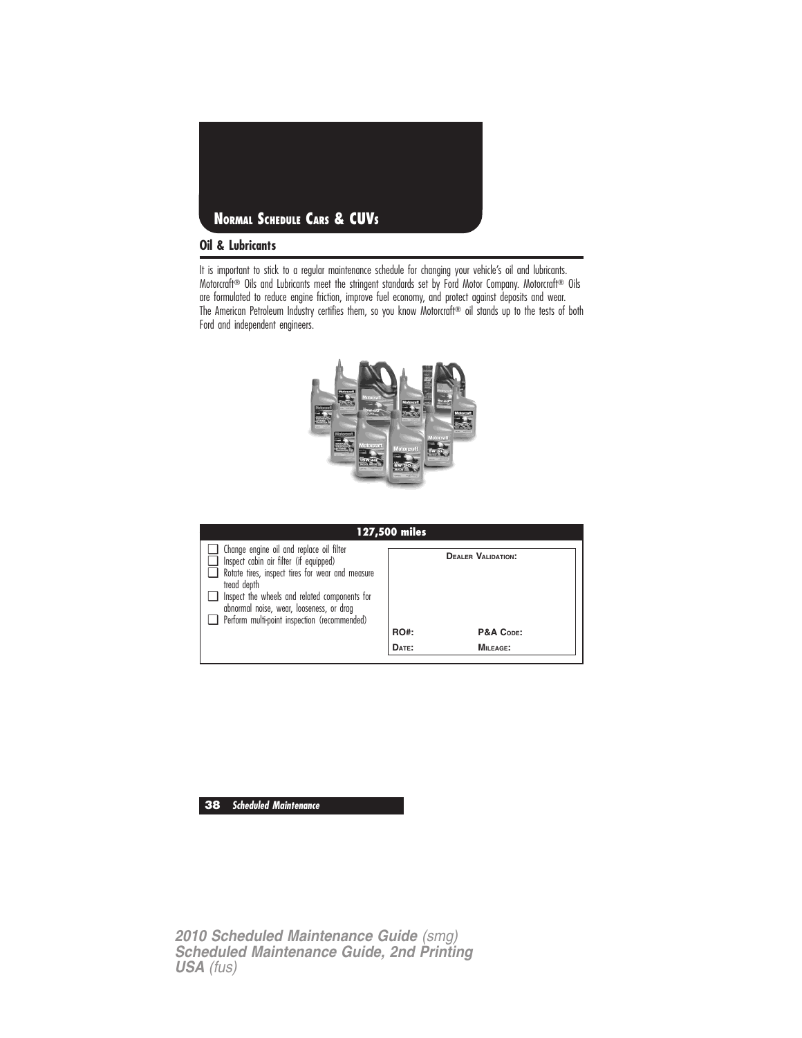## Normal Schedule Cars & CUVs

### Oil & Lubricants

It is important to stick to a regular maintenance schedule for changing your vehicle's oil and lubricants. Motorcraft® Oils and Lubricants meet the stringent standards set by Ford Motor Company. Motorcraft® Oils are formulated to reduce engine friction, improve fuel economy, and protect against deposits and wear. The American Petroleum Industry certifies them, so you know Motorcraft® oil stands up to the tests of both Ford and independent engineers.

| 127,500 miles | |
|---|---|
| ❑ Change engine oil and replace oil filter<br>❑ Inspect cabin air filter (if equipped)<br>❑ Rotate tires, inspect tires for wear and measure tread depth<br>❑ Inspect the wheels and related components for abnormal noise, wear, looseness, or drag<br>❑ Perform multi-point inspection (recommended) | **Dealer Validation:**<br><br>**RO#:** **P&A Code:**<br>**Date:** **Mileage:** |

*Scheduled Maintenance*

**2010 Scheduled Maintenance Guide** *(smg)*
**Scheduled Maintenance Guide, 2nd Printing**
**USA** *(fus)*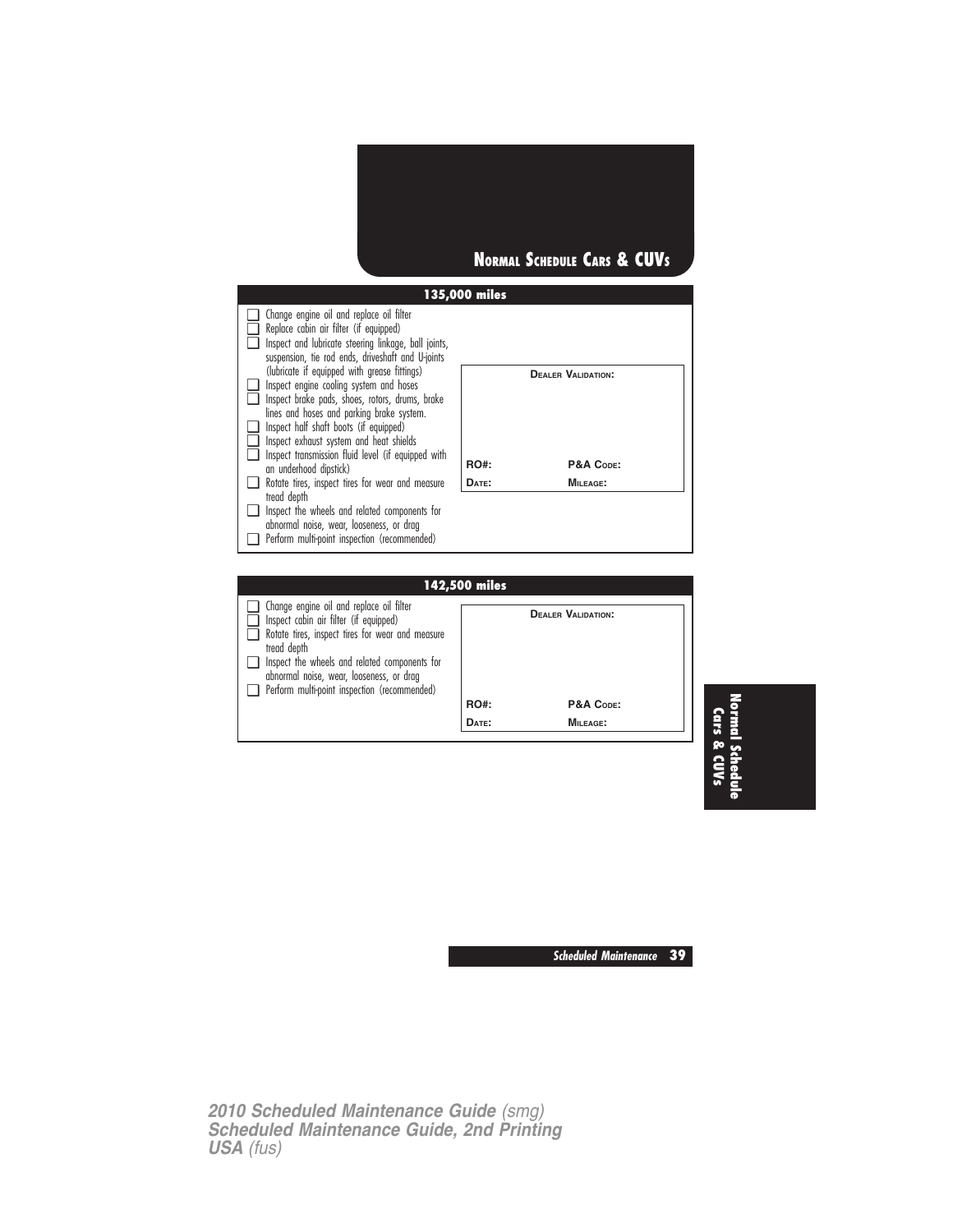## NORMAL SCHEDULE CARS & CUVS

### 135,000 miles

- ☐ Change engine oil and replace oil filter
- ☐ Replace cabin air filter (if equipped)
- ☐ Inspect and lubricate steering linkage, ball joints, suspension, tie rod ends, driveshaft and U-joints (lubricate if equipped with grease fittings)
- ☐ Inspect engine cooling system and hoses
- ☐ Inspect brake pads, shoes, rotors, drums, brake lines and hoses and parking brake system.
- ☐ Inspect half shaft boots (if equipped)
- ☐ Inspect exhaust system and heat shields
- ☐ Inspect transmission fluid level (if equipped with an underhood dipstick)
- ☐ Rotate tires, inspect tires for wear and measure tread depth
- ☐ Inspect the wheels and related components for abnormal noise, wear, looseness, or drag
- ☐ Perform multi-point inspection (recommended)

**DEALER VALIDATION:**

**RO#:** 　　**P&A CODE:**

**DATE:** 　　**MILEAGE:**

### 142,500 miles

- ☐ Change engine oil and replace oil filter
- ☐ Inspect cabin air filter (if equipped)
- ☐ Rotate tires, inspect tires for wear and measure tread depth
- ☐ Inspect the wheels and related components for abnormal noise, wear, looseness, or drag
- ☐ Perform multi-point inspection (recommended)

**DEALER VALIDATION:**

**RO#:** 　　**P&A CODE:**

**DATE:** 　　**MILEAGE:**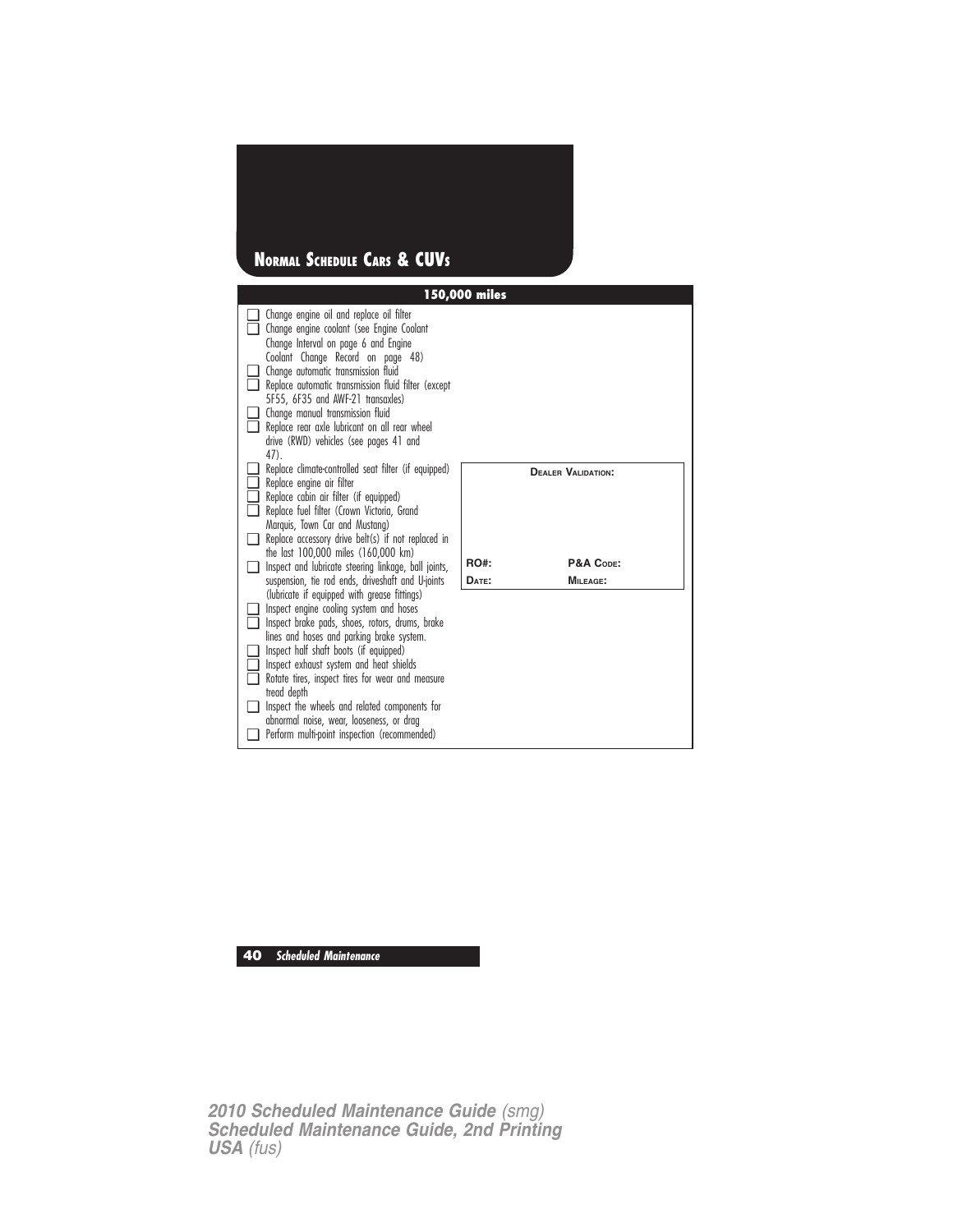## NORMAL SCHEDULE CARS & CUVS

### 150,000 miles

- ☐ Change engine oil and replace oil filter
- ☐ Change engine coolant (see Engine Coolant Change Interval on page 6 and Engine Coolant Change Record on page 48)
- ☐ Change automatic transmission fluid
- ☐ Replace automatic transmission fluid filter (except 5F55, 6F35 and AWF-21 transaxles)
- ☐ Change manual transmission fluid
- ☐ Replace rear axle lubricant on all rear wheel drive (RWD) vehicles (see pages 41 and 47).
- ☐ Replace climate-controlled seat filter (if equipped)
- ☐ Replace engine air filter
- ☐ Replace cabin air filter (if equipped)
- ☐ Replace fuel filter (Crown Victoria, Grand Marquis, Town Car and Mustang)
- ☐ Replace accessory drive belt(s) if not replaced in the last 100,000 miles (160,000 km)
- ☐ Inspect and lubricate steering linkage, ball joints, suspension, tie rod ends, driveshaft and U-joints (lubricate if equipped with grease fittings)
- ☐ Inspect engine cooling system and hoses
- ☐ Inspect brake pads, shoes, rotors, drums, brake lines and hoses and parking brake system.
- ☐ Inspect half shaft boots (if equipped)
- ☐ Inspect exhaust system and heat shields
- ☐ Rotate tires, inspect tires for wear and measure tread depth
- ☐ Inspect the wheels and related components for abnormal noise, wear, looseness, or drag
- ☐ Perform multi-point inspection (recommended)

| DEALER VALIDATION: | |
|---|---|
| RO#: | P&A CODE: |
| DATE: | MILEAGE: |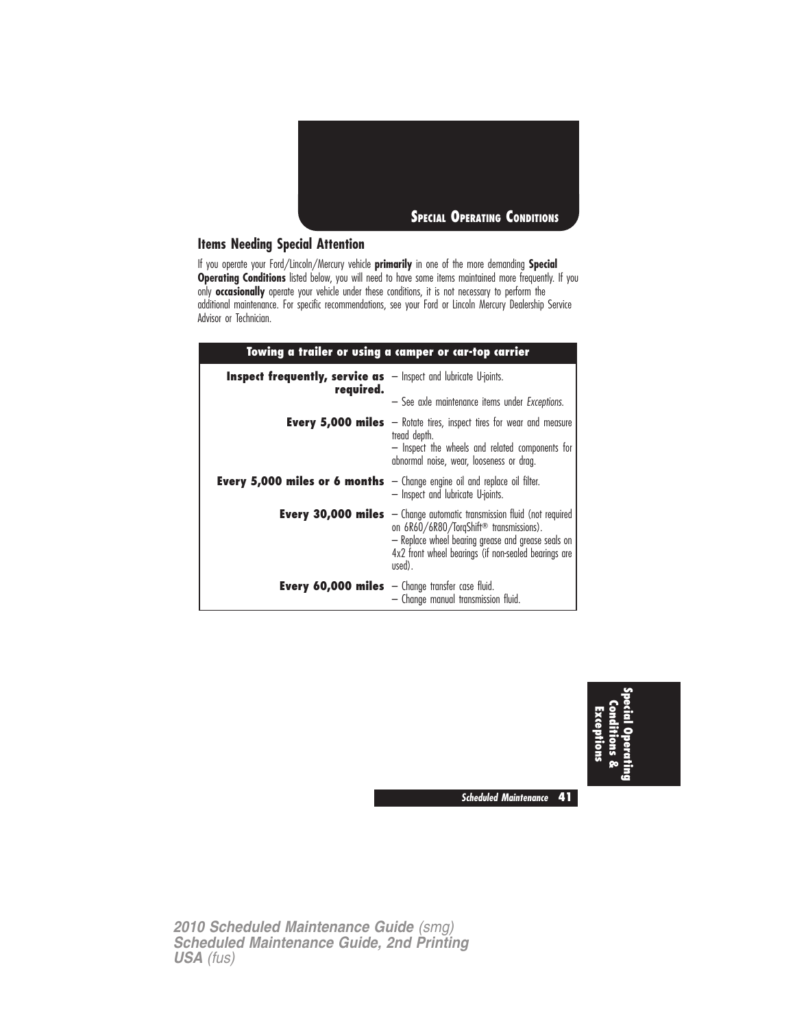# Special Operating Conditions

## Items Needing Special Attention

If you operate your Ford/Lincoln/Mercury vehicle **primarily** in one of the more demanding **Special Operating Conditions** listed below, you will need to have some items maintained more frequently. If you only **occasionally** operate your vehicle under these conditions, it is not necessary to perform the additional maintenance. For specific recommendations, see your Ford or Lincoln Mercury Dealership Service Advisor or Technician.

| Towing a trailer or using a camper or car-top carrier | |
|---|---|
| **Inspect frequently, service as required.** | – Inspect and lubricate U-joints.<br>– See axle maintenance items under *Exceptions.* |
| **Every 5,000 miles** | – Rotate tires, inspect tires for wear and measure tread depth.<br>– Inspect the wheels and related components for abnormal noise, wear, looseness or drag. |
| **Every 5,000 miles or 6 months** | – Change engine oil and replace oil filter.<br>– Inspect and lubricate U-joints. |
| **Every 30,000 miles** | – Change automatic transmission fluid (not required on 6R60/6R80/TorqShift® transmissions).<br>– Replace wheel bearing grease and grease seals on 4x2 front wheel bearings (if non-sealed bearings are used). |
| **Every 60,000 miles** | – Change transfer case fluid.<br>– Change manual transmission fluid. |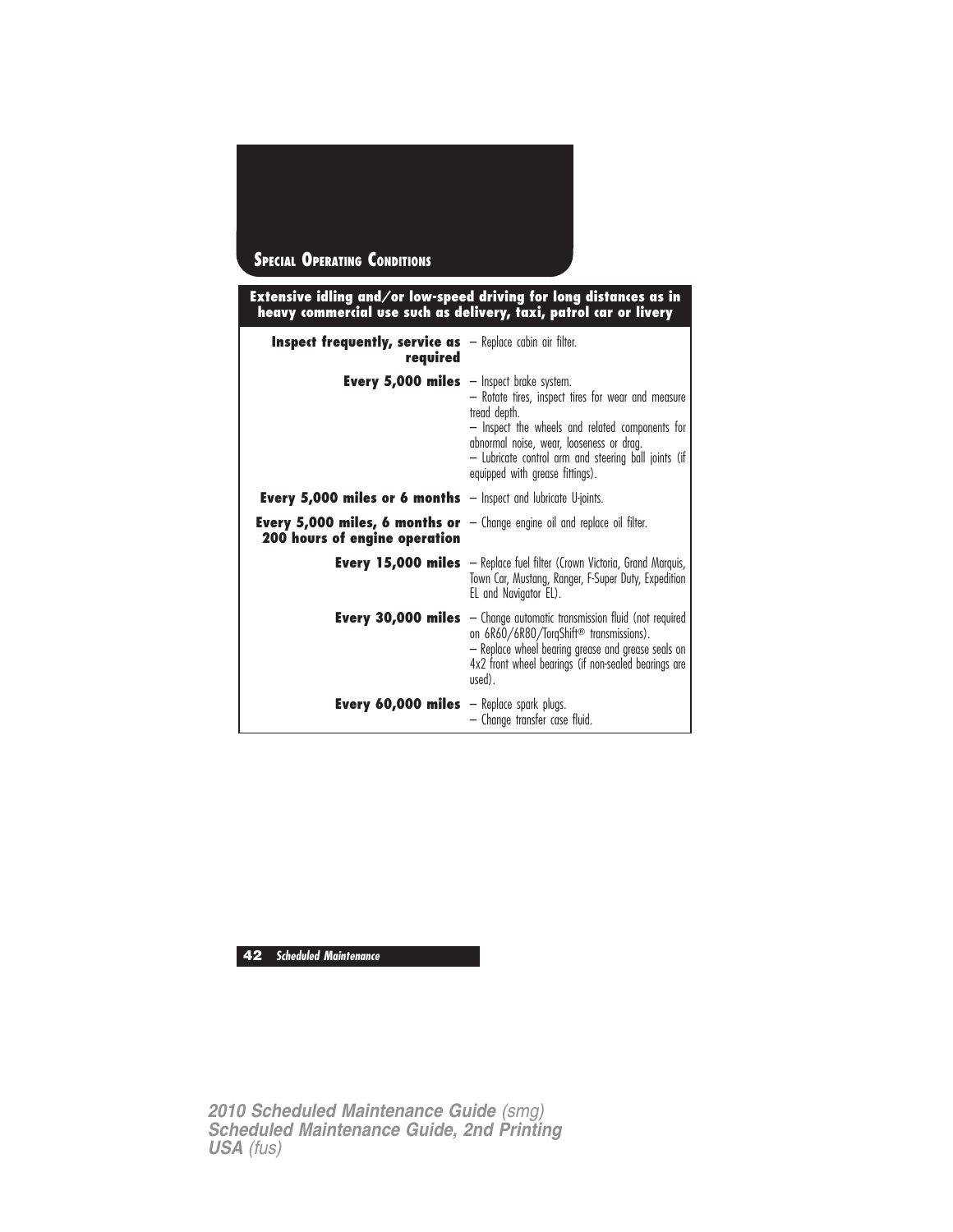## Special Operating Conditions

| Extensive idling and/or low-speed driving for long distances as in heavy commercial use such as delivery, taxi, patrol car or livery | |
|---|---|
| **Inspect frequently, service as required** | – Replace cabin air filter. |
| **Every 5,000 miles** | – Inspect brake system.<br>– Rotate tires, inspect tires for wear and measure tread depth.<br>– Inspect the wheels and related components for abnormal noise, wear, looseness or drag.<br>– Lubricate control arm and steering ball joints (if equipped with grease fittings). |
| **Every 5,000 miles or 6 months** | – Inspect and lubricate U-joints. |
| **Every 5,000 miles, 6 months or 200 hours of engine operation** | – Change engine oil and replace oil filter. |
| **Every 15,000 miles** | – Replace fuel filter (Crown Victoria, Grand Marquis, Town Car, Mustang, Ranger, F-Super Duty, Expedition EL and Navigator EL). |
| **Every 30,000 miles** | – Change automatic transmission fluid (not required on 6R60/6R80/TorqShift® transmissions).<br>– Replace wheel bearing grease and grease seals on 4x2 front wheel bearings (if non-sealed bearings are used). |
| **Every 60,000 miles** | – Replace spark plugs.<br>– Change transfer case fluid. |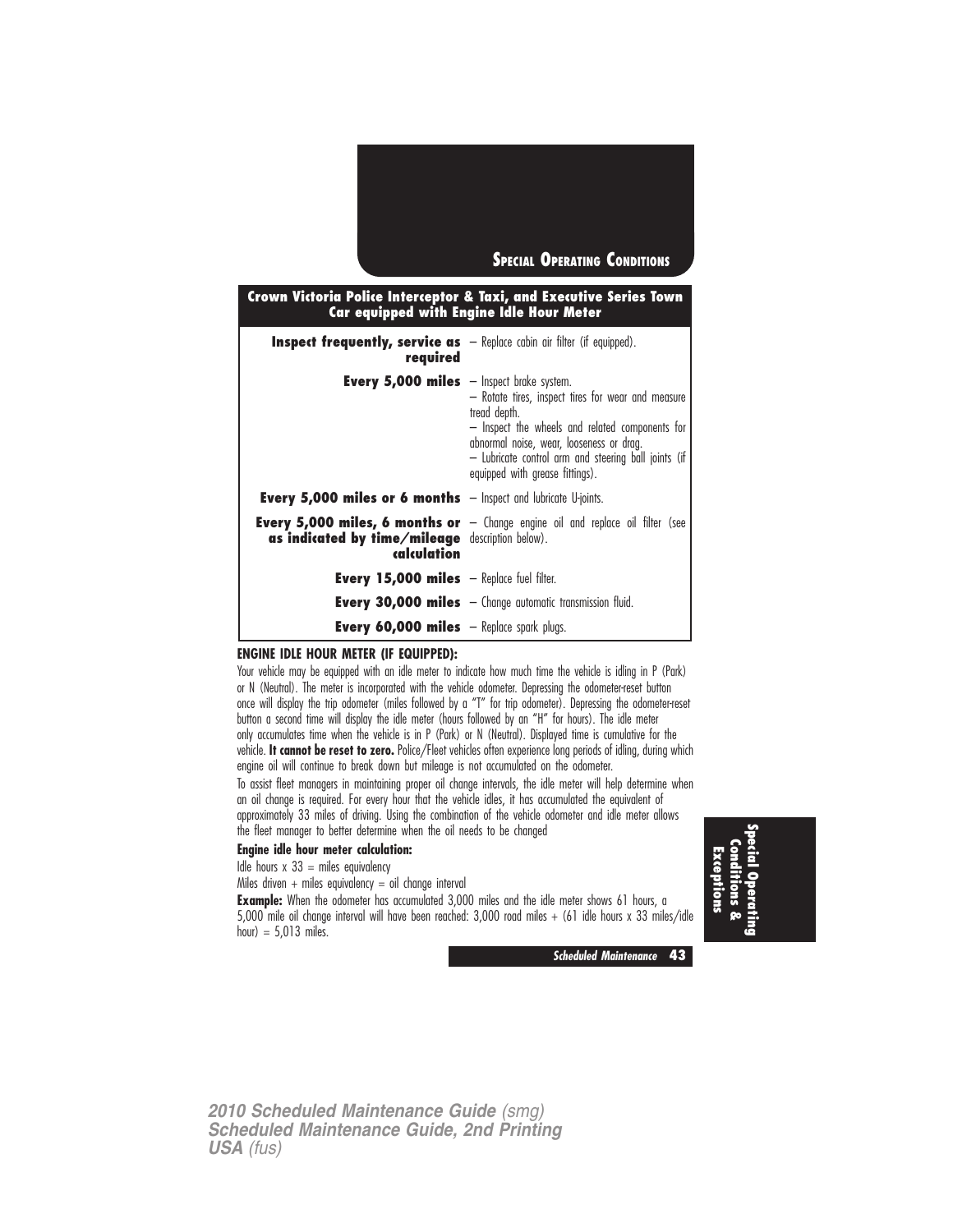## Special Operating Conditions

| Crown Victoria Police Interceptor & Taxi, and Executive Series Town Car equipped with Engine Idle Hour Meter | |
|---|---|
| **Inspect frequently, service as required** | – Replace cabin air filter (if equipped). |
| **Every 5,000 miles** | – Inspect brake system.<br>– Rotate tires, inspect tires for wear and measure tread depth.<br>– Inspect the wheels and related components for abnormal noise, wear, looseness or drag.<br>– Lubricate control arm and steering ball joints (if equipped with grease fittings). |
| **Every 5,000 miles or 6 months** | – Inspect and lubricate U-joints. |
| **Every 5,000 miles, 6 months or as indicated by time/mileage calculation** | – Change engine oil and replace oil filter (see description below). |
| **Every 15,000 miles** | – Replace fuel filter. |
| **Every 30,000 miles** | – Change automatic transmission fluid. |
| **Every 60,000 miles** | – Replace spark plugs. |

**ENGINE IDLE HOUR METER (IF EQUIPPED):**

Your vehicle may be equipped with an idle meter to indicate how much time the vehicle is idling in P (Park) or N (Neutral). The meter is incorporated with the vehicle odometer. Depressing the odometer-reset button once will display the trip odometer (miles followed by a "T" for trip odometer). Depressing the odometer-reset button a second time will display the idle meter (hours followed by an "H" for hours). The idle meter only accumulates time when the vehicle is in P (Park) or N (Neutral). Displayed time is cumulative for the vehicle. **It cannot be reset to zero.** Police/Fleet vehicles often experience long periods of idling, during which engine oil will continue to break down but mileage is not accumulated on the odometer.

To assist fleet managers in maintaining proper oil change intervals, the idle meter will help determine when an oil change is required. For every hour that the vehicle idles, it has accumulated the equivalent of approximately 33 miles of driving. Using the combination of the vehicle odometer and idle meter allows the fleet manager to better determine when the oil needs to be changed

**Engine idle hour meter calculation:**

Idle hours x 33 = miles equivalency

Miles driven + miles equivalency = oil change interval

**Example:** When the odometer has accumulated 3,000 miles and the idle meter shows 61 hours, a 5,000 mile oil change interval will have been reached: 3,000 road miles + (61 idle hours x 33 miles/idle hour) = 5,013 miles.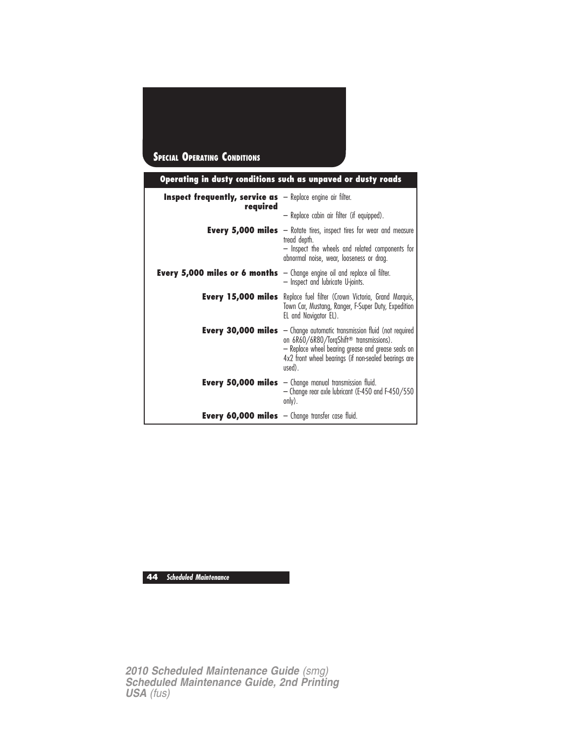## Special Operating Conditions

| Operating in dusty conditions such as unpaved or dusty roads | |
|---|---|
| **Inspect frequently, service as required** | – Replace engine air filter.<br>– Replace cabin air filter (if equipped). |
| **Every 5,000 miles** | – Rotate tires, inspect tires for wear and measure tread depth.<br>– Inspect the wheels and related components for abnormal noise, wear, looseness or drag. |
| **Every 5,000 miles or 6 months** | – Change engine oil and replace oil filter.<br>– Inspect and lubricate U-joints. |
| **Every 15,000 miles** | Replace fuel filter (Crown Victoria, Grand Marquis, Town Car, Mustang, Ranger, F-Super Duty, Expedition EL and Navigator EL). |
| **Every 30,000 miles** | – Change automatic transmission fluid (not required on 6R60/6R80/TorqShift® transmissions).<br>– Replace wheel bearing grease and grease seals on 4x2 front wheel bearings (if non-sealed bearings are used). |
| **Every 50,000 miles** | – Change manual transmission fluid.<br>– Change rear axle lubricant (E-450 and F-450/550 only). |
| **Every 60,000 miles** | – Change transfer case fluid. |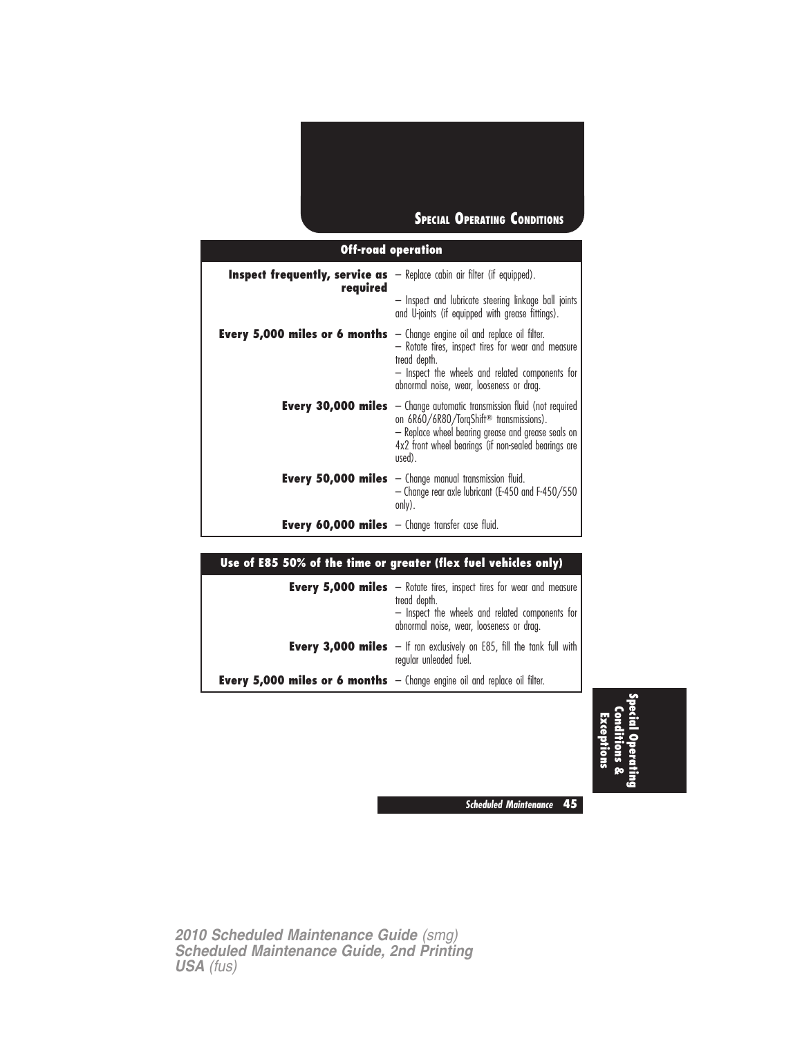## Special Operating Conditions

| Off-road operation | |
|---|---|
| **Inspect frequently, service as required** | – Replace cabin air filter (if equipped).<br>– Inspect and lubricate steering linkage ball joints and U-joints (if equipped with grease fittings). |
| **Every 5,000 miles or 6 months** | – Change engine oil and replace oil filter.<br>– Rotate tires, inspect tires for wear and measure tread depth.<br>– Inspect the wheels and related components for abnormal noise, wear, looseness or drag. |
| **Every 30,000 miles** | – Change automatic transmission fluid (not required on 6R60/6R80/TorqShift® transmissions).<br>– Replace wheel bearing grease and grease seals on 4x2 front wheel bearings (if non-sealed bearings are used). |
| **Every 50,000 miles** | – Change manual transmission fluid.<br>– Change rear axle lubricant (E-450 and F-450/550 only). |
| **Every 60,000 miles** | – Change transfer case fluid. |

| Use of E85 50% of the time or greater (flex fuel vehicles only) | |
|---|---|
| **Every 5,000 miles** | – Rotate tires, inspect tires for wear and measure tread depth.<br>– Inspect the wheels and related components for abnormal noise, wear, looseness or drag. |
| **Every 3,000 miles** | – If ran exclusively on E85, fill the tank full with regular unleaded fuel. |
| **Every 5,000 miles or 6 months** | – Change engine oil and replace oil filter. |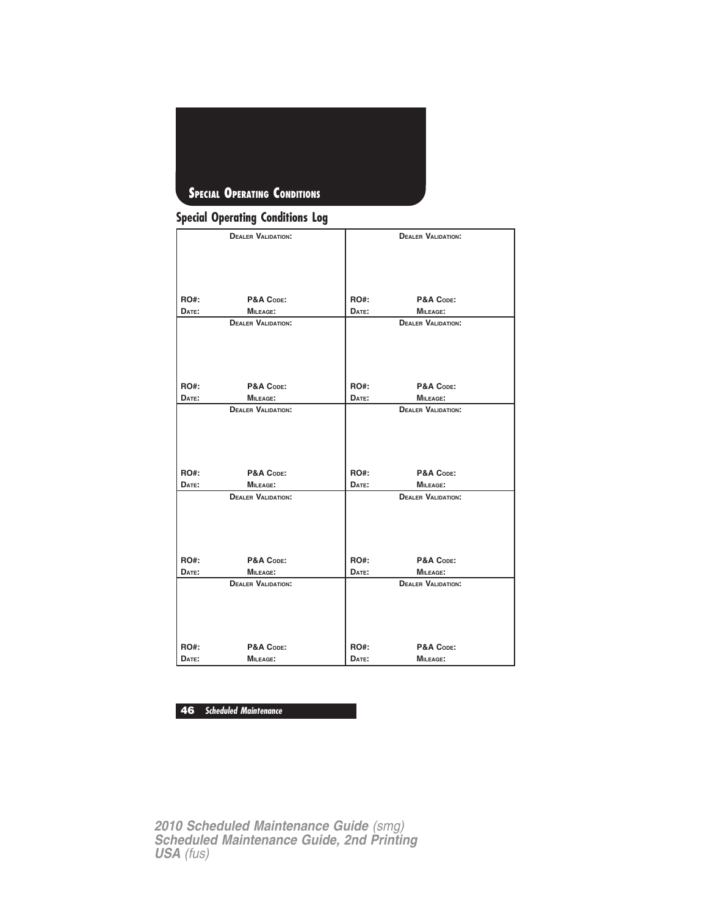## Special Operating Conditions

### Special Operating Conditions Log

| Dealer Validation: | Dealer Validation: |
|---|---|
| RO#: P&A Code: | RO#: P&A Code: |
| Date: Mileage: | Date: Mileage: |
| **Dealer Validation:** | **Dealer Validation:** |
| RO#: P&A Code: | RO#: P&A Code: |
| Date: Mileage: | Date: Mileage: |
| **Dealer Validation:** | **Dealer Validation:** |
| RO#: P&A Code: | RO#: P&A Code: |
| Date: Mileage: | Date: Mileage: |
| **Dealer Validation:** | **Dealer Validation:** |
| RO#: P&A Code: | RO#: P&A Code: |
| Date: Mileage: | Date: Mileage: |
| **Dealer Validation:** | **Dealer Validation:** |
| RO#: P&A Code: | RO#: P&A Code: |
| Date: Mileage: | Date: Mileage: |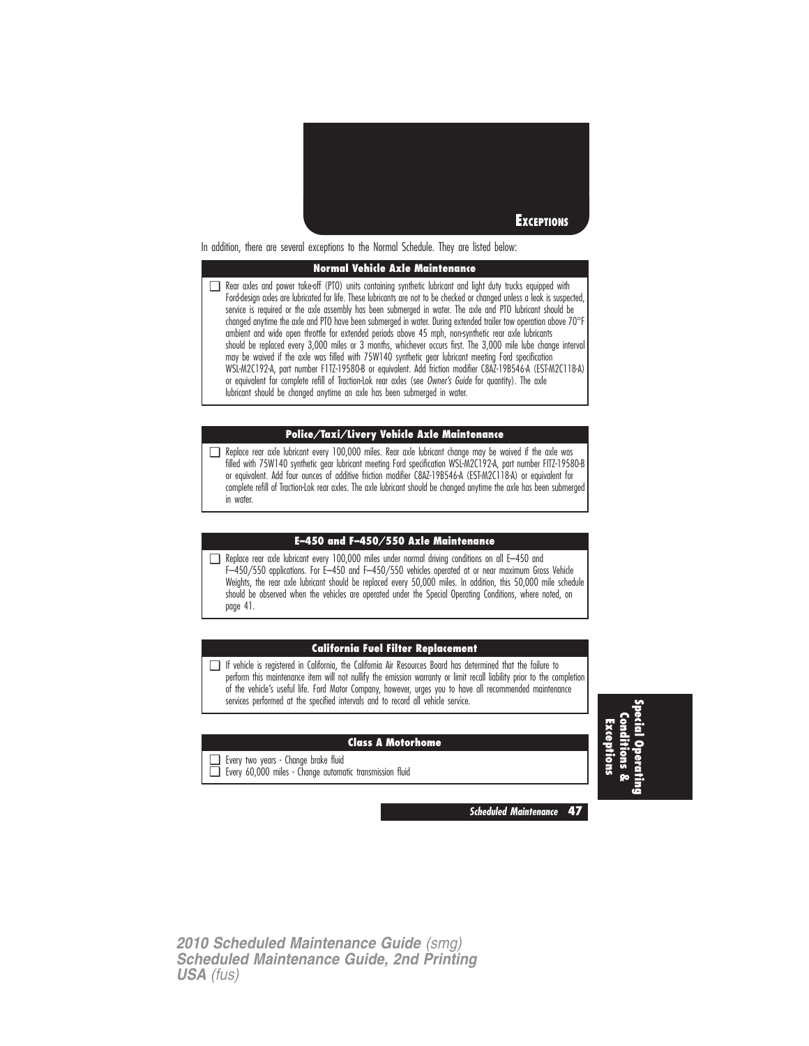# Exceptions

In addition, there are several exceptions to the Normal Schedule. They are listed below:

### Normal Vehicle Axle Maintenance

- [ ] Rear axles and power take-off (PTO) units containing synthetic lubricant and light duty trucks equipped with Ford-design axles are lubricated for life. These lubricants are not to be checked or changed unless a leak is suspected, service is required or the axle assembly has been submerged in water. The axle and PTO lubricant should be changed anytime the axle and PTO have been submerged in water. During extended trailer tow operation above 70°F ambient and wide open throttle for extended periods above 45 mph, non-synthetic rear axle lubricants should be replaced every 3,000 miles or 3 months, whichever occurs first. The 3,000 mile lube change interval may be waived if the axle was filled with 75W140 synthetic gear lubricant meeting Ford specification WSL-M2C192-A, part number F1TZ-19580-B or equivalent. Add friction modifier C8AZ-19B546-A (EST-M2C118-A) or equivalent for complete refill of Traction-Lok rear axles (see *Owner's Guide* for quantity). The axle lubricant should be changed anytime an axle has been submerged in water.

### Police/Taxi/Livery Vehicle Axle Maintenance

- [ ] Replace rear axle lubricant every 100,000 miles. Rear axle lubricant change may be waived if the axle was filled with 75W140 synthetic gear lubricant meeting Ford specification WSL-M2C192-A, part number F1TZ-19580-B or equivalent. Add four ounces of additive friction modifier C8AZ-19B546-A (EST-M2C118-A) or equivalent for complete refill of Traction-Lok rear axles. The axle lubricant should be changed anytime the axle has been submerged in water.

### E–450 and F–450/550 Axle Maintenance

- [ ] Replace rear axle lubricant every 100,000 miles under normal driving conditions on all E–450 and F–450/550 applications. For E–450 and F–450/550 vehicles operated at or near maximum Gross Vehicle Weights, the rear axle lubricant should be replaced every 50,000 miles. In addition, this 50,000 mile schedule should be observed when the vehicles are operated under the Special Operating Conditions, where noted, on page 41.

### California Fuel Filter Replacement

- [ ] If vehicle is registered in California, the California Air Resources Board has determined that the failure to perform this maintenance item will not nullify the emission warranty or limit recall liability prior to the completion of the vehicle's useful life. Ford Motor Company, however, urges you to have all recommended maintenance services performed at the specified intervals and to record all vehicle service.

### Class A Motorhome

- [ ] Every two years - Change brake fluid
- [ ] Every 60,000 miles - Change automatic transmission fluid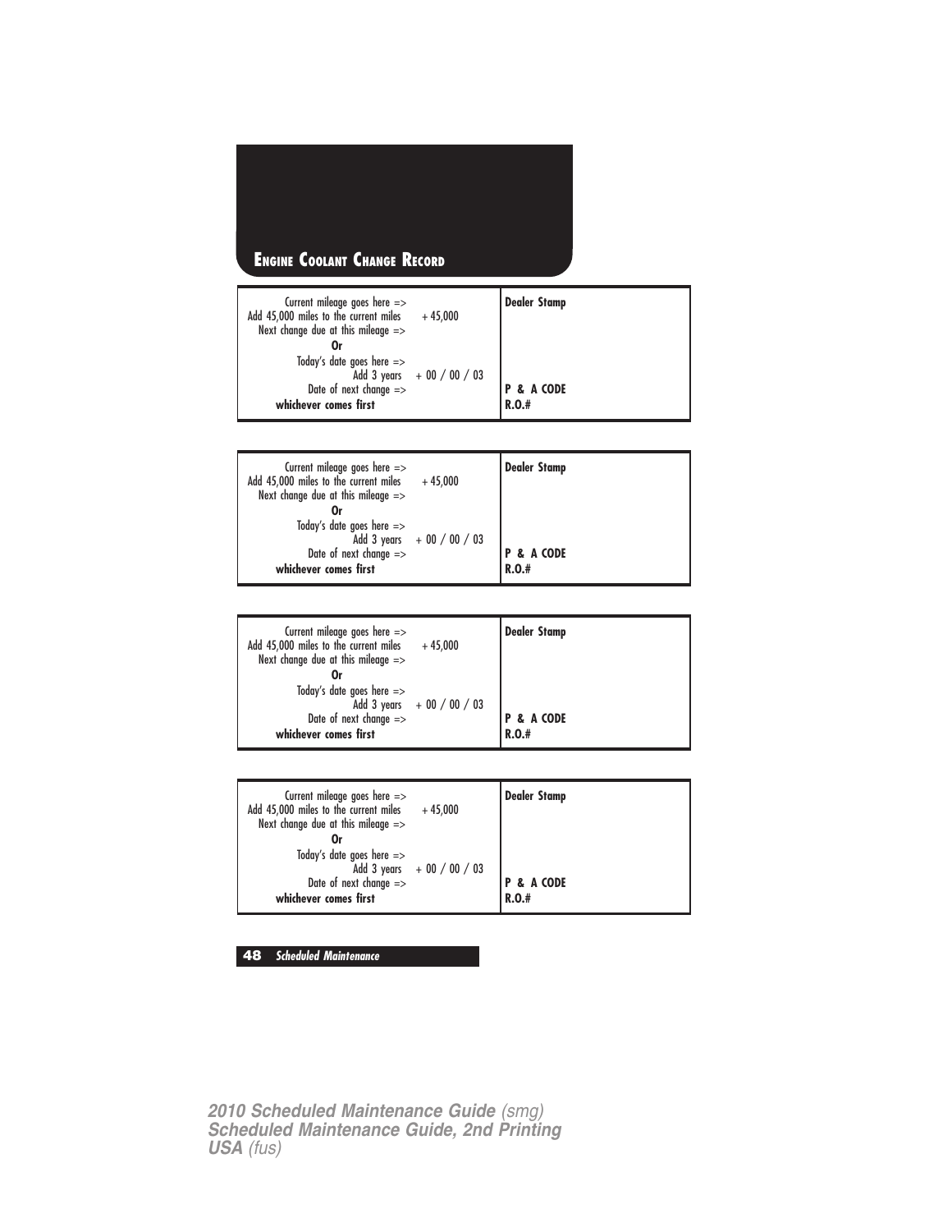## Engine Coolant Change Record

| | |
|---|---|
| Current mileage goes here =><br>Add 45,000 miles to the current miles + 45,000<br>Next change due at this mileage =><br>**Or**<br>Today's date goes here =><br>Add 3 years + 00 / 00 / 03<br>Date of next change =><br>**whichever comes first** | **Dealer Stamp**<br><br><br><br><br><br>**P & A CODE**<br>**R.O.#** |

| | |
|---|---|
| Current mileage goes here =><br>Add 45,000 miles to the current miles + 45,000<br>Next change due at this mileage =><br>**Or**<br>Today's date goes here =><br>Add 3 years + 00 / 00 / 03<br>Date of next change =><br>**whichever comes first** | **Dealer Stamp**<br><br><br><br><br><br>**P & A CODE**<br>**R.O.#** |

| | |
|---|---|
| Current mileage goes here =><br>Add 45,000 miles to the current miles + 45,000<br>Next change due at this mileage =><br>**Or**<br>Today's date goes here =><br>Add 3 years + 00 / 00 / 03<br>Date of next change =><br>**whichever comes first** | **Dealer Stamp**<br><br><br><br><br><br>**P & A CODE**<br>**R.O.#** |

| | |
|---|---|
| Current mileage goes here =><br>Add 45,000 miles to the current miles + 45,000<br>Next change due at this mileage =><br>**Or**<br>Today's date goes here =><br>Add 3 years + 00 / 00 / 03<br>Date of next change =><br>**whichever comes first** | **Dealer Stamp**<br><br><br><br><br><br>**P & A CODE**<br>**R.O.#** |